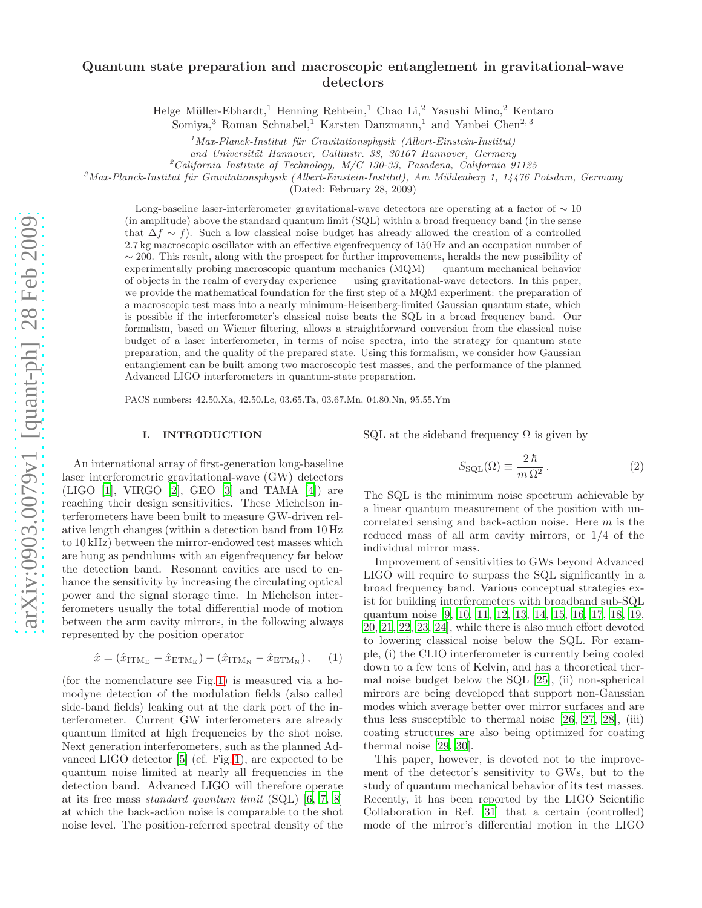# Quantum state preparation and macroscopic entanglement in gravitational-wave detectors

Helge Müller-Ebhardt,[1] Henning Rehbein,[1] Chao Li,[2] Yasushi Mino,[2] Kentaro Somiya,[3] Roman Schnabel,[1] Karsten Danzmann,[1] and Yanbei Chen[2,3]

[1] *Max-Planck-Institut für Gravitationsphysik (Albert-Einstein-Institut) and Universität Hannover, Callinstr. 38, 30167 Hannover, Germany*

[2] *California Institute of Technology, M/C 130-33, Pasadena, California 91125*

[3] *Max-Planck-Institut für Gravitationsphysik (Albert-Einstein-Institut), Am Mühlenberg 1, 14476 Potsdam, Germany*

(Dated: February 28, 2009)

Long-baseline laser-interferometer gravitational-wave detectors are operating at a factor of $\sim 10$ (in amplitude) above the standard quantum limit (SQL) within a broad frequency band (in the sense that $\Delta f \sim f$). Such a low classical noise budget has already allowed the creation of a controlled 2.7 kg macroscopic oscillator with an effective eigenfrequency of 150 Hz and an occupation number of $\sim 200$. This result, along with the prospect for further improvements, heralds the new possibility of experimentally probing macroscopic quantum mechanics (MQM) — quantum mechanical behavior of objects in the realm of everyday experience — using gravitational-wave detectors. In this paper, we provide the mathematical foundation for the first step of a MQM experiment: the preparation of a macroscopic test mass into a nearly minimum-Heisenberg-limited Gaussian quantum state, which is possible if the interferometer's classical noise beats the SQL in a broad frequency band. Our formalism, based on Wiener filtering, allows a straightforward conversion from the classical noise budget of a laser interferometer, in terms of noise spectra, into the strategy for quantum state preparation, and the quality of the prepared state. Using this formalism, we consider how Gaussian entanglement can be built among two macroscopic test masses, and the performance of the planned Advanced LIGO interferometers in quantum-state preparation.

PACS numbers: 42.50.Xa, 42.50.Lc, 03.65.Ta, 03.67.Mn, 04.80.Nn, 95.55.Ym

## I. INTRODUCTION

An international array of first-generation long-baseline laser interferometric gravitational-wave (GW) detectors (LIGO [1], VIRGO [2], GEO [3] and TAMA [4]) are reaching their design sensitivities. These Michelson interferometers have been built to measure GW-driven relative length changes (within a detection band from 10 Hz to 10 kHz) between the mirror-endowed test masses which are hung as pendulums with an eigenfrequency far below the detection band. Resonant cavities are used to enhance the sensitivity by increasing the circulating optical power and the signal storage time. In Michelson interferometers usually the total differential mode of motion between the arm cavity mirrors, in the following always represented by the position operator

$$\hat{x} = (\hat{x}_{\mathrm{ITM_E}} - \hat{x}_{\mathrm{ETM_E}}) - (\hat{x}_{\mathrm{ITM_N}} - \hat{x}_{\mathrm{ETM_N}})\,, \quad (1)$$

(for the nomenclature see Fig. 1) is measured via a homodyne detection of the modulation fields (also called side-band fields) leaking out at the dark port of the interferometer. Current GW interferometers are already quantum limited at high frequencies by the shot noise. Next generation interferometers, such as the planned Advanced LIGO detector [5] (cf. Fig. 1), are expected to be quantum noise limited at nearly all frequencies in the detection band. Advanced LIGO will therefore operate at its free mass *standard quantum limit* (SQL) [6, 7, 8] at which the back-action noise is comparable to the shot noise level. The position-referred spectral density of the SQL at the sideband frequency $\Omega$ is given by

$$S_{\mathrm{SQL}}(\Omega) \equiv \frac{2\,\hbar}{m\,\Omega^2}\,. \quad (2)$$

The SQL is the minimum noise spectrum achievable by a linear quantum measurement of the position with uncorrelated sensing and back-action noise. Here $m$ is the reduced mass of all arm cavity mirrors, or 1/4 of the individual mirror mass.

Improvement of sensitivities to GWs beyond Advanced LIGO will require to surpass the SQL significantly in a broad frequency band. Various conceptual strategies exist for building interferometers with broadband sub-SQL quantum noise [9, 10, 11, 12, 13, 14, 15, 16, 17, 18, 19, 20, 21, 22, 23, 24], while there is also much effort devoted to lowering classical noise below the SQL. For example, (i) the CLIO interferometer is currently being cooled down to a few tens of Kelvin, and has a theoretical thermal noise budget below the SQL [25], (ii) non-spherical mirrors are being developed that support non-Gaussian modes which average better over mirror surfaces and are thus less susceptible to thermal noise [26, 27, 28], (iii) coating structures are also being optimized for coating thermal noise [29, 30].

This paper, however, is devoted not to the improvement of the detector's sensitivity to GWs, but to the study of quantum mechanical behavior of its test masses. Recently, it has been reported by the LIGO Scientific Collaboration in Ref. [31] that a certain (controlled) mode of the mirror's differential motion in the LIGO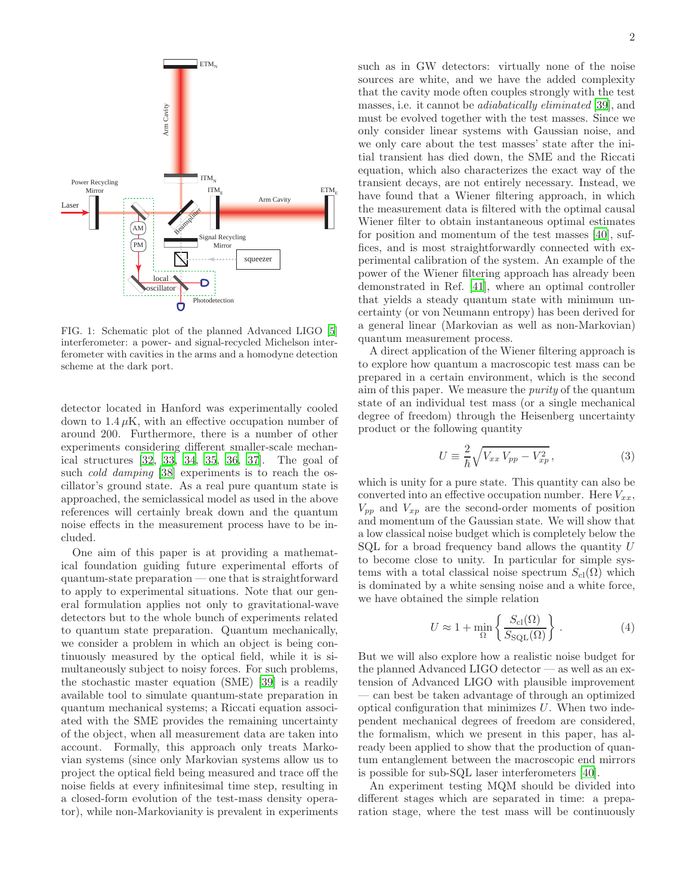FIG. 1: Schematic plot of the planned Advanced LIGO [5] interferometer: a power- and signal-recycled Michelson interferometer with cavities in the arms and a homodyne detection scheme at the dark port.

detector located in Hanford was experimentally cooled down to $1.4\,\mu$K, with an effective occupation number of around 200. Furthermore, there is a number of other experiments considering different smaller-scale mechanical structures [32, 33, 34, 35, 36, 37]. The goal of such *cold damping* [38] experiments is to reach the oscillator's ground state. As a real pure quantum state is approached, the semiclassical model as used in the above references will certainly break down and the quantum noise effects in the measurement process have to be included.

One aim of this paper is at providing a mathematical foundation guiding future experimental efforts of quantum-state preparation — one that is straightforward to apply to experimental situations. Note that our general formulation applies not only to gravitational-wave detectors but to the whole bunch of experiments related to quantum state preparation. Quantum mechanically, we consider a problem in which an object is being continuously measured by the optical field, while it is simultaneously subject to noisy forces. For such problems, the stochastic master equation (SME) [39] is a readily available tool to simulate quantum-state preparation in quantum mechanical systems; a Riccati equation associated with the SME provides the remaining uncertainty of the object, when all measurement data are taken into account. Formally, this approach only treats Markovian systems (since only Markovian systems allow us to project the optical field being measured and trace off the noise fields at every infinitesimal time step, resulting in a closed-form evolution of the test-mass density operator), while non-Markovianity is prevalent in experiments such as in GW detectors: virtually none of the noise sources are white, and we have the added complexity that the cavity mode often couples strongly with the test masses, i.e. it cannot be *adiabatically eliminated* [39], and must be evolved together with the test masses. Since we only consider linear systems with Gaussian noise, and we only care about the test masses' state after the initial transient has died down, the SME and the Riccati equation, which also characterizes the exact way of the transient decays, are not entirely necessary. Instead, we have found that a Wiener filtering approach, in which the measurement data is filtered with the optimal causal Wiener filter to obtain instantaneous optimal estimates for position and momentum of the test masses [40], suffices, and is most straightforwardly connected with experimental calibration of the system. An example of the power of the Wiener filtering approach has already been demonstrated in Ref. [41], where an optimal controller that yields a steady quantum state with minimum uncertainty (or von Neumann entropy) has been derived for a general linear (Markovian as well as non-Markovian) quantum measurement process.

A direct application of the Wiener filtering approach is to explore how quantum a macroscopic test mass can be prepared in a certain environment, which is the second aim of this paper. We measure the *purity* of the quantum state of an individual test mass (or a single mechanical degree of freedom) through the Heisenberg uncertainty product or the following quantity

$$U \equiv \frac{2}{\hbar}\sqrt{V_{xx}\,V_{pp} - V_{xp}^2}\,, \tag{3}$$

which is unity for a pure state. This quantity can also be converted into an effective occupation number. Here $V_{xx}$, $V_{pp}$ and $V_{xp}$ are the second-order moments of position and momentum of the Gaussian state. We will show that a low classical noise budget which is completely below the SQL for a broad frequency band allows the quantity $U$ to become close to unity. In particular for simple systems with a total classical noise spectrum $S_{\rm cl}(\Omega)$ which is dominated by a white sensing noise and a white force, we have obtained the simple relation

$$U \approx 1 + \min_{\Omega}\left\{\frac{S_{\rm cl}(\Omega)}{S_{\rm SQL}(\Omega)}\right\}. \tag{4}$$

But we will also explore how a realistic noise budget for the planned Advanced LIGO detector — as well as an extension of Advanced LIGO with plausible improvement — can best be taken advantage of through an optimized optical configuration that minimizes $U$. When two independent mechanical degrees of freedom are considered, the formalism, which we present in this paper, has already been applied to show that the production of quantum entanglement between the macroscopic end mirrors is possible for sub-SQL laser interferometers [40].

An experiment testing MQM should be divided into different stages which are separated in time: a preparation stage, where the test mass will be continuously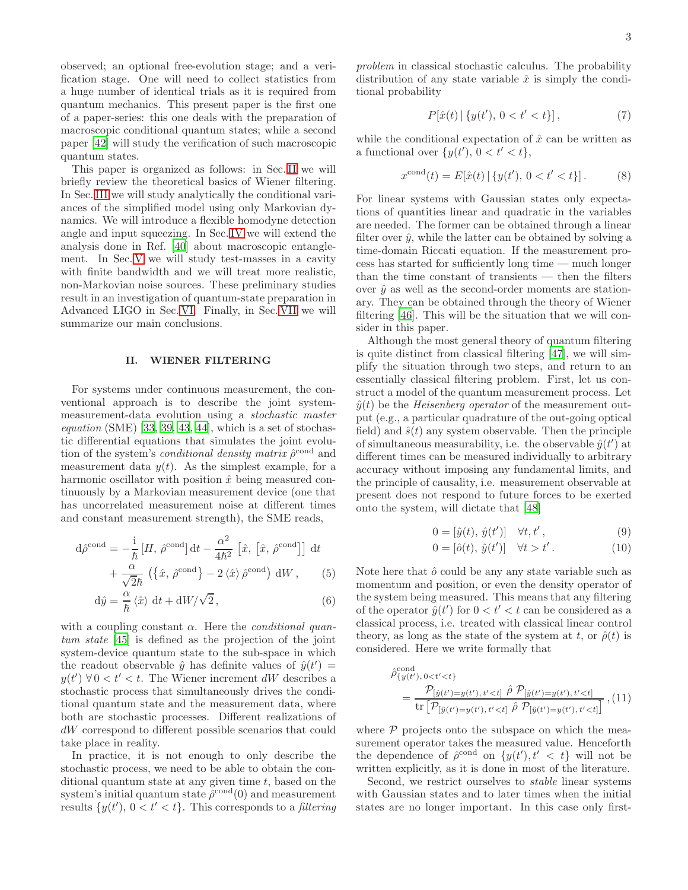observed; an optional free-evolution stage; and a verification stage. One will need to collect statistics from a huge number of identical trials as it is required from quantum mechanics. This present paper is the first one of a paper-series: this one deals with the preparation of macroscopic conditional quantum states; while a second paper [42] will study the verification of such macroscopic quantum states.

This paper is organized as follows: in Sec. II we will briefly review the theoretical basics of Wiener filtering. In Sec. III we will study analytically the conditional variances of the simplified model using only Markovian dynamics. We will introduce a flexible homodyne detection angle and input squeezing. In Sec. IV we will extend the analysis done in Ref. [40] about macroscopic entanglement. In Sec. V we will study test-masses in a cavity with finite bandwidth and we will treat more realistic, non-Markovian noise sources. These preliminary studies result in an investigation of quantum-state preparation in Advanced LIGO in Sec. VI. Finally, in Sec. VII we will summarize our main conclusions.

## II. WIENER FILTERING

For systems under continuous measurement, the conventional approach is to describe the joint system-measurement-data evolution using a *stochastic master equation* (SME) [33, 39, 43, 44], which is a set of stochastic differential equations that simulates the joint evolution of the system's *conditional density matrix* $\hat{\rho}^{\rm cond}$ and measurement data $y(t)$. As the simplest example, for a harmonic oscillator with position $\hat{x}$ being measured continuously by a Markovian measurement device (one that has uncorrelated measurement noise at different times and constant measurement strength), the SME reads,

$$
\begin{aligned}
{\rm d}\hat{\rho}^{\rm cond} &= -\frac{\rm i}{\hbar}\left[H,\, \hat{\rho}^{\rm cond}\right]{\rm d}t - \frac{\alpha^2}{4\hbar^2}\left[\hat{x},\,\left[\hat{x},\,\hat{\rho}^{\rm cond}\right]\right]\,{\rm d}t \\
&\quad + \frac{\alpha}{\sqrt{2}\hbar}\left(\left\{\hat{x},\,\hat{\rho}^{\rm cond}\right\} - 2\left\langle\hat{x}\right\rangle\hat{\rho}^{\rm cond}\right){\rm d}W\,, \qquad (5)\\
{\rm d}\hat{y} &= \frac{\alpha}{\hbar}\left\langle\hat{x}\right\rangle\,{\rm d}t + {\rm d}W/\sqrt{2}\,, \qquad (6)
\end{aligned}
$$

with a coupling constant $\alpha$. Here the *conditional quantum state* [45] is defined as the projection of the joint system-device quantum state to the sub-space in which the readout observable $\hat{y}$ has definite values of $\hat{y}(t') = y(t')\ \forall\, 0 < t' < t$. The Wiener increment $dW$ describes a stochastic process that simultaneously drives the conditional quantum state and the measurement data, where both are stochastic processes. Different realizations of $dW$ correspond to different possible scenarios that could take place in reality.

In practice, it is not enough to only describe the stochastic process, we need to be able to obtain the conditional quantum state at any given time $t$, based on the system's initial quantum state $\hat{\rho}^{\rm cond}(0)$ and measurement results $\{y(t'),\, 0 < t' < t\}$. This corresponds to a *filtering problem* in classical stochastic calculus. The probability distribution of any state variable $\hat{x}$ is simply the conditional probability

$$
P[\hat{x}(t)\,|\,\{y(t'),\, 0 < t' < t\}]\,, \qquad (7)
$$

while the conditional expectation of $\hat{x}$ can be written as a functional over $\{y(t'),\, 0 < t' < t\}$,

$$
x^{\rm cond}(t) = E[\hat{x}(t)\,|\,\{y(t'),\, 0 < t' < t\}]\,. \qquad (8)
$$

For linear systems with Gaussian states only expectations of quantities linear and quadratic in the variables are needed. The former can be obtained through a linear filter over $\hat{y}$, while the latter can be obtained by solving a time-domain Riccati equation. If the measurement process has started for sufficiently long time — much longer than the time constant of transients — then the filters over $\hat{y}$ as well as the second-order moments are stationary. They can be obtained through the theory of Wiener filtering [46]. This will be the situation that we will consider in this paper.

Although the most general theory of quantum filtering is quite distinct from classical filtering [47], we will simplify the situation through two steps, and return to an essentially classical filtering problem. First, let us construct a model of the quantum measurement process. Let $\hat{y}(t)$ be the *Heisenberg operator* of the measurement output (e.g., a particular quadrature of the out-going optical field) and $\hat{s}(t)$ any system observable. Then the principle of simultaneous measurability, i.e. the observable $\hat{y}(t')$ at different times can be measured individually to arbitrary accuracy without imposing any fundamental limits, and the principle of causality, i.e. measurement observable at present does not respond to future forces to be exerted onto the system, will dictate that [48]

$$
0 = [\hat{y}(t),\, \hat{y}(t')] \quad \forall t, t'\,, \qquad (9)
$$

$$
0 = [\hat{o}(t),\, \hat{y}(t')] \quad \forall t > t'\,. \qquad (10)
$$

Note here that $\hat{o}$ could be any any state variable such as momentum and position, or even the density operator of the system being measured. This means that any filtering of the operator $\hat{y}(t')$ for $0 < t' < t$ can be considered as a classical process, i.e. treated with classical linear control theory, as long as the state of the system at $t$, or $\hat{\rho}(t)$ is considered. Here we write formally that

$$
\hat{\rho}^{\rm cond}_{\{y(t'),\,0<t'<t\}} = \frac{\mathcal{P}_{[\hat{y}(t')=y(t'),\,t'<t]}\ \hat{\rho}\ \mathcal{P}_{[\hat{y}(t')=y(t'),\,t'<t]}}{{\rm tr}\left[\mathcal{P}_{[\hat{y}(t')=y(t'),\,t'<t]}\ \hat{\rho}\ \mathcal{P}_{[\hat{y}(t')=y(t'),\,t'<t]}\right]}\,, \qquad (11)
$$

where $\mathcal{P}$ projects onto the subspace on which the measurement operator takes the measured value. Henceforth the dependence of $\hat{\rho}^{\rm cond}$ on $\{y(t'), t' < t\}$ will not be written explicitly, as it is done in most of the literature.

Second, we restrict ourselves to *stable* linear systems with Gaussian states and to later times when the initial states are no longer important. In this case only first-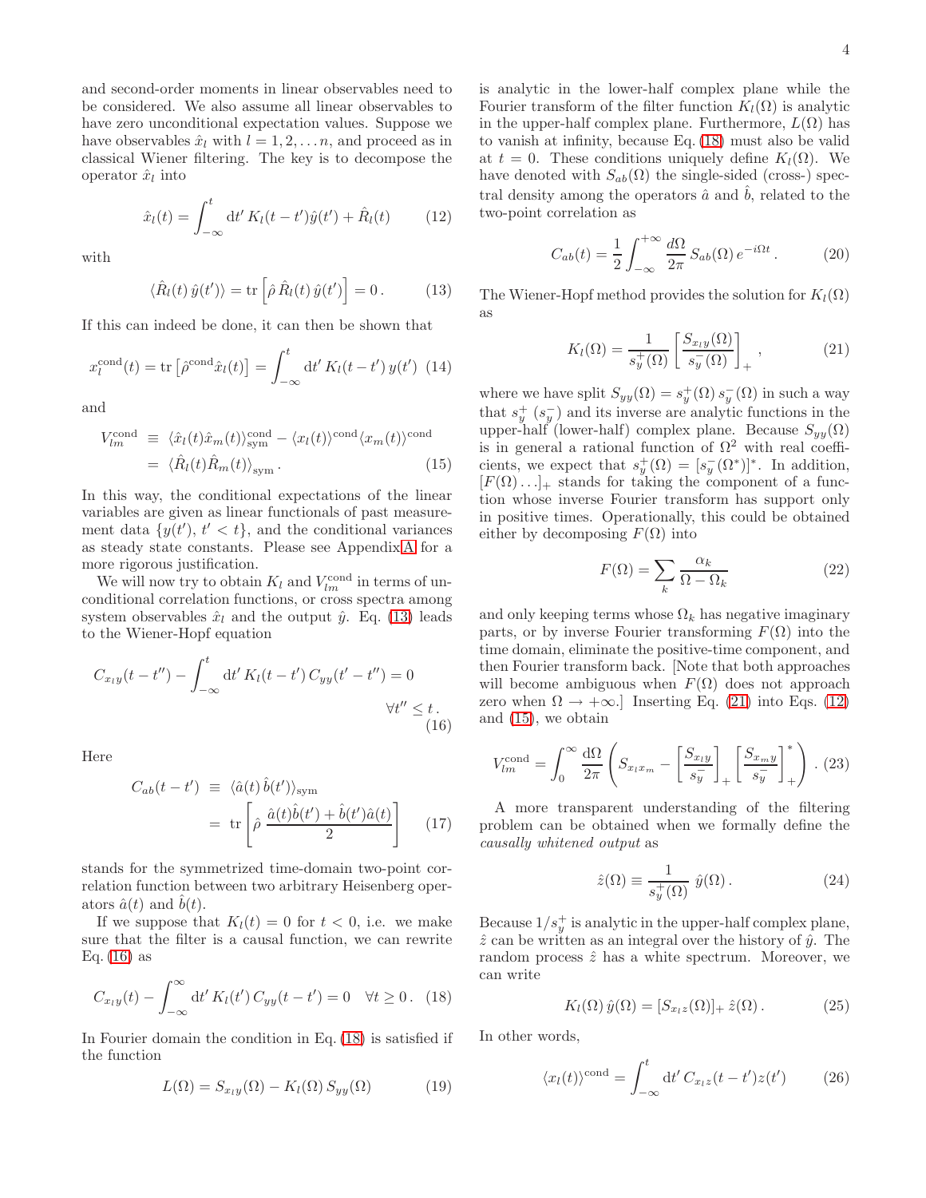and second-order moments in linear observables need to be considered. We also assume all linear observables to have zero unconditional expectation values. Suppose we have observables $\hat{x}_l$ with $l = 1, 2, \ldots n$, and proceed as in classical Wiener filtering. The key is to decompose the operator $\hat{x}_l$ into

$$\hat{x}_l(t) = \int_{-\infty}^{t} \mathrm{d}t'\, K_l(t - t')\hat{y}(t') + \hat{R}_l(t) \tag{12}$$

with

$$\langle \hat{R}_l(t)\, \hat{y}(t')\rangle = \mathrm{tr}\left[\hat{\rho}\, \hat{R}_l(t)\, \hat{y}(t')\right] = 0\,. \tag{13}$$

If this can indeed be done, it can then be shown that

$$x_l^{\rm cond}(t) = \mathrm{tr}\left[\hat{\rho}^{\rm cond}\hat{x}_l(t)\right] = \int_{-\infty}^{t} \mathrm{d}t'\, K_l(t-t')\, y(t') \tag{14}$$

and

$$\begin{aligned} V_{lm}^{\rm cond} &\equiv \langle \hat{x}_l(t)\hat{x}_m(t)\rangle_{\rm sym}^{\rm cond} - \langle x_l(t)\rangle^{\rm cond}\langle x_m(t)\rangle^{\rm cond} \\ &= \langle \hat{R}_l(t)\hat{R}_m(t)\rangle_{\rm sym}\,. \end{aligned} \tag{15}$$

In this way, the conditional expectations of the linear variables are given as linear functionals of past measurement data $\{y(t'),\, t' < t\}$, and the conditional variances as steady state constants. Please see Appendix A for a more rigorous justification.

We will now try to obtain $K_l$ and $V_{lm}^{\rm cond}$ in terms of unconditional correlation functions, or cross spectra among system observables $\hat{x}_l$ and the output $\hat{y}$. Eq. (13) leads to the Wiener-Hopf equation

$$C_{x_l y}(t - t'') - \int_{-\infty}^{t} \mathrm{d}t'\, K_l(t-t')\, C_{yy}(t' - t'') = 0 \qquad \forall t'' \le t\,. \tag{16}$$

Here

$$\begin{aligned} C_{ab}(t-t') &\equiv \langle \hat{a}(t)\, \hat{b}(t')\rangle_{\rm sym} \\ &= \mathrm{tr}\left[\hat{\rho}\, \frac{\hat{a}(t)\hat{b}(t') + \hat{b}(t')\hat{a}(t)}{2}\right] \end{aligned} \tag{17}$$

stands for the symmetrized time-domain two-point correlation function between two arbitrary Heisenberg operators $\hat{a}(t)$ and $\hat{b}(t)$.

If we suppose that $K_l(t) = 0$ for $t < 0$, i.e. we make sure that the filter is a causal function, we can rewrite Eq. (16) as

$$C_{x_l y}(t) - \int_{-\infty}^{\infty} \mathrm{d}t'\, K_l(t')\, C_{yy}(t - t') = 0 \quad \forall t \ge 0\,. \tag{18}$$

In Fourier domain the condition in Eq. (18) is satisfied if the function

$$L(\Omega) = S_{x_l y}(\Omega) - K_l(\Omega)\, S_{yy}(\Omega) \tag{19}$$

is analytic in the lower-half complex plane while the Fourier transform of the filter function $K_l(\Omega)$ is analytic in the upper-half complex plane. Furthermore, $L(\Omega)$ has to vanish at infinity, because Eq. (18) must also be valid at $t = 0$. These conditions uniquely define $K_l(\Omega)$. We have denoted with $S_{ab}(\Omega)$ the single-sided (cross-) spectral density among the operators $\hat{a}$ and $\hat{b}$, related to the two-point correlation as

$$C_{ab}(t) = \frac{1}{2}\int_{-\infty}^{+\infty} \frac{d\Omega}{2\pi}\, S_{ab}(\Omega)\, e^{-i\Omega t}\,. \tag{20}$$

The Wiener-Hopf method provides the solution for $K_l(\Omega)$ as

$$K_l(\Omega) = \frac{1}{s_y^+(\Omega)}\left[\frac{S_{x_l y}(\Omega)}{s_y^-(\Omega)}\right]_+\,, \tag{21}$$

where we have split $S_{yy}(\Omega) = s_y^+(\Omega)\, s_y^-(\Omega)$ in such a way that $s_y^+$ ($s_y^-$) and its inverse are analytic functions in the upper-half (lower-half) complex plane. Because $S_{yy}(\Omega)$ is in general a rational function of $\Omega^2$ with real coefficients, we expect that $s_y^+(\Omega) = [s_y^-(\Omega^*)]^*$. In addition, $[F(\Omega)\ldots]_+$ stands for taking the component of a function whose inverse Fourier transform has support only in positive times. Operationally, this could be obtained either by decomposing $F(\Omega)$ into

$$F(\Omega) = \sum_k \frac{\alpha_k}{\Omega - \Omega_k} \tag{22}$$

and only keeping terms whose $\Omega_k$ has negative imaginary parts, or by inverse Fourier transforming $F(\Omega)$ into the time domain, eliminate the positive-time component, and then Fourier transform back. [Note that both approaches will become ambiguous when $F(\Omega)$ does not approach zero when $\Omega \to +\infty$.] Inserting Eq. (21) into Eqs. (12) and (15), we obtain

$$V_{lm}^{\rm cond} = \int_0^{\infty} \frac{\mathrm{d}\Omega}{2\pi}\left(S_{x_l x_m} - \left[\frac{S_{x_l y}}{s_y^-}\right]_+ \left[\frac{S_{x_m y}}{s_y^-}\right]_+^*\right)\,. \tag{23}$$

A more transparent understanding of the filtering problem can be obtained when we formally define the *causally whitened output* as

$$\hat{z}(\Omega) \equiv \frac{1}{s_y^+(\Omega)}\, \hat{y}(\Omega)\,. \tag{24}$$

Because $1/s_y^+$ is analytic in the upper-half complex plane, $\hat{z}$ can be written as an integral over the history of $\hat{y}$. The random process $\hat{z}$ has a white spectrum. Moreover, we can write

$$K_l(\Omega)\, \hat{y}(\Omega) = [S_{x_l z}(\Omega)]_+\, \hat{z}(\Omega)\,. \tag{25}$$

In other words,

$$\langle x_l(t)\rangle^{\rm cond} = \int_{-\infty}^{t} \mathrm{d}t'\, C_{x_l z}(t - t')z(t') \tag{26}$$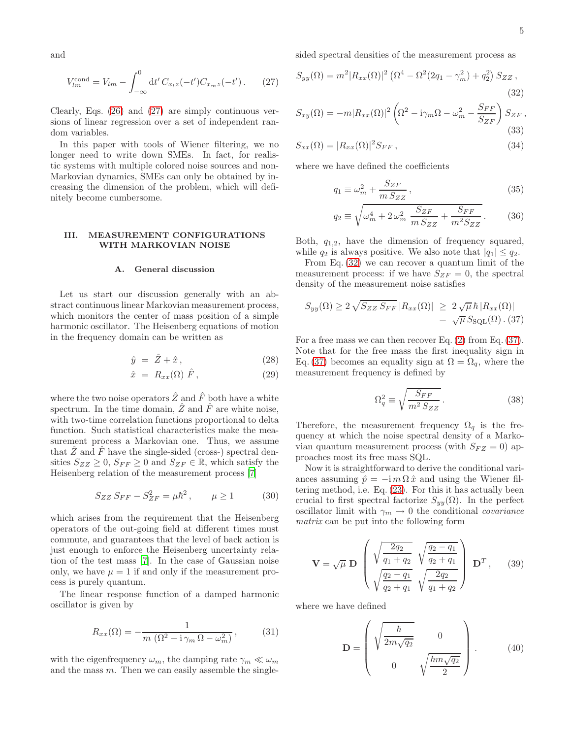and

$$V_{lm}^{\rm cond} = V_{lm} - \int_{-\infty}^{0} {\rm d}t'\, C_{x_l z}(-t') C_{x_m z}(-t') \,. \qquad (27)$$

Clearly, Eqs. (26) and (27) are simply continuous versions of linear regression over a set of independent random variables.

In this paper with tools of Wiener filtering, we no longer need to write down SMEs. In fact, for realistic systems with multiple colored noise sources and non-Markovian dynamics, SMEs can only be obtained by increasing the dimension of the problem, which will definitely become cumbersome.

## III. MEASUREMENT CONFIGURATIONS WITH MARKOVIAN NOISE

### A. General discussion

Let us start our discussion generally with an abstract continuous linear Markovian measurement process, which monitors the center of mass position of a simple harmonic oscillator. The Heisenberg equations of motion in the frequency domain can be written as

$$\hat{y} \;=\; \hat{Z} + \hat{x} \,, \qquad (28)$$

$$\hat{x} \;=\; R_{xx}(\Omega)\; \hat{F} \,, \qquad (29)$$

where the two noise operators $\hat{Z}$ and $\hat{F}$ both have a white spectrum. In the time domain, $\hat{Z}$ and $\hat{F}$ are white noise, with two-time correlation functions proportional to delta function. Such statistical characteristics make the measurement process a Markovian one. Thus, we assume that $\hat{Z}$ and $\hat{F}$ have the single-sided (cross-) spectral densities $S_{ZZ} \geq 0$, $S_{FF} \geq 0$ and $S_{ZF} \in \mathbb{R}$, which satisfy the Heisenberg relation of the measurement process [7]

$$S_{ZZ}\, S_{FF} - S_{ZF}^2 = \mu \hbar^2 \,, \qquad \mu \geq 1 \qquad (30)$$

which arises from the requirement that the Heisenberg operators of the out-going field at different times must commute, and guarantees that the level of back action is just enough to enforce the Heisenberg uncertainty relation of the test mass [7]. In the case of Gaussian noise only, we have $\mu = 1$ if and only if the measurement process is purely quantum.

The linear response function of a damped harmonic oscillator is given by

$$R_{xx}(\Omega) = -\frac{1}{m\, (\Omega^2 + {\rm i}\, \gamma_m\, \Omega - \omega_m^2)} \,, \qquad (31)$$

with the eigenfrequency $\omega_m$, the damping rate $\gamma_m \ll \omega_m$ and the mass $m$. Then we can easily assemble the single-sided spectral densities of the measurement process as

$$S_{yy}(\Omega) = m^2 |R_{xx}(\Omega)|^2 \left(\Omega^4 - \Omega^2 (2 q_1 - \gamma_m^2) + q_2^2\right) S_{ZZ} \,, \qquad (32)$$

$$S_{xy}(\Omega) = -m |R_{xx}(\Omega)|^2 \left(\Omega^2 - {\rm i}\gamma_m \Omega - \omega_m^2 - \frac{S_{FF}}{S_{ZF}}\right) S_{ZF} \,, \qquad (33)$$

$$S_{xx}(\Omega) = |R_{xx}(\Omega)|^2 S_{FF} \,, \qquad (34)$$

where we have defined the coefficients

$$q_1 \equiv \omega_m^2 + \frac{S_{ZF}}{m\, S_{ZZ}} \,, \qquad (35)$$

$$q_2 \equiv \sqrt{\omega_m^4 + 2\, \omega_m^2\, \frac{S_{ZF}}{m\, S_{ZZ}} + \frac{S_{FF}}{m^2 S_{ZZ}}} \,. \qquad (36)$$

Both, $q_{1,2}$, have the dimension of frequency squared, while $q_2$ is always positive. We also note that $|q_1| \leq q_2$.

From Eq. (32) we can recover a quantum limit of the measurement process: if we have $S_{ZF} = 0$, the spectral density of the measurement noise satisfies

$$S_{yy}(\Omega) \geq 2\, \sqrt{S_{ZZ}\, S_{FF}}\, |R_{xx}(\Omega)| \;\geq\; 2\, \sqrt{\mu}\, \hbar \,|R_{xx}(\Omega)| \;=\; \sqrt{\mu}\, S_{\rm SQL}(\Omega) \,. \qquad (37)$$

For a free mass we can then recover Eq. (2) from Eq. (37). Note that for the free mass the first inequality sign in Eq. (37) becomes an equality sign at $\Omega = \Omega_q$, where the measurement frequency is defined by

$$\Omega_q^2 \equiv \sqrt{\frac{S_{FF}}{m^2\, S_{ZZ}}} \,. \qquad (38)$$

Therefore, the measurement frequency $\Omega_q$ is the frequency at which the noise spectral density of a Markovian quantum measurement process (with $S_{FZ} = 0$) approaches most its free mass SQL.

Now it is straightforward to derive the conditional variances assuming $\hat{p} = -{\rm i}\, m\, \Omega\, \hat{x}$ and using the Wiener filtering method, i.e. Eq. (23). For this it has actually been crucial to first spectral factorize $S_{yy}(\Omega)$. In the perfect oscillator limit with $\gamma_m \to 0$ the conditional *covariance matrix* can be put into the following form

$$\mathbf{V} = \sqrt{\mu}\, \mathbf{D} \begin{pmatrix} \sqrt{\dfrac{2 q_2}{q_1 + q_2}} & \sqrt{\dfrac{q_2 - q_1}{q_2 + q_1}} \\ \sqrt{\dfrac{q_2 - q_1}{q_2 + q_1}} & \sqrt{\dfrac{2 q_2}{q_1 + q_2}} \end{pmatrix} \mathbf{D}^T \,, \qquad (39)$$

where we have defined

$$\mathbf{D} = \begin{pmatrix} \sqrt{\dfrac{\hbar}{2 m \sqrt{q_2}}} & 0 \\ 0 & \sqrt{\dfrac{\hbar m \sqrt{q_2}}{2}} \end{pmatrix} \,. \qquad (40)$$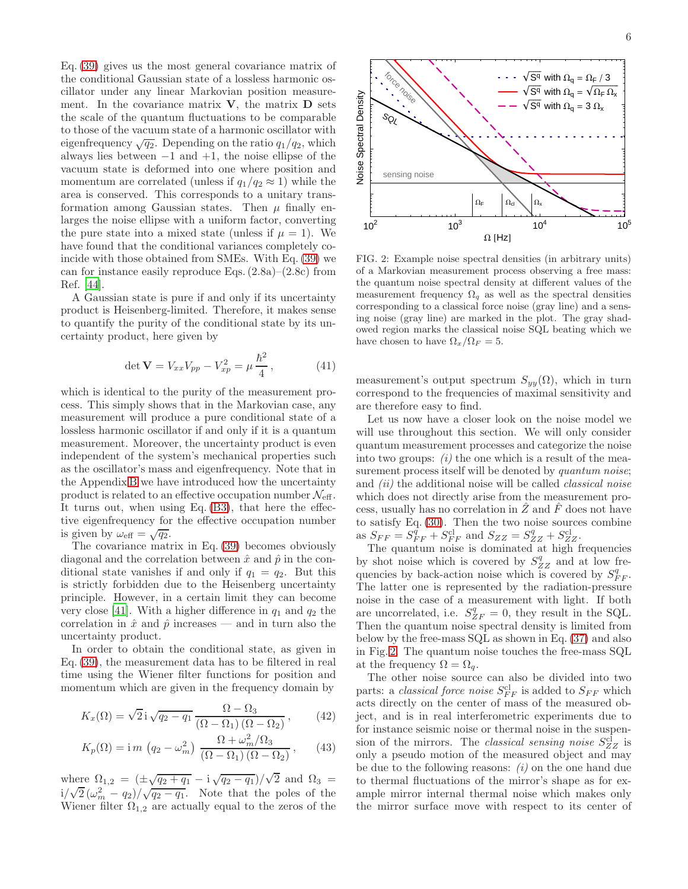Eq. (39) gives us the most general covariance matrix of the conditional Gaussian state of a lossless harmonic oscillator under any linear Markovian position measurement. In the covariance matrix $\mathbf{V}$, the matrix $\mathbf{D}$ sets the scale of the quantum fluctuations to be comparable to those of the vacuum state of a harmonic oscillator with eigenfrequency $\sqrt{q_2}$. Depending on the ratio $q_1/q_2$, which always lies between $-1$ and $+1$, the noise ellipse of the vacuum state is deformed into one where position and momentum are correlated (unless if $q_1/q_2 \approx 1$) while the area is conserved. This corresponds to a unitary transformation among Gaussian states. Then $\mu$ finally enlarges the noise ellipse with a uniform factor, converting the pure state into a mixed state (unless if $\mu = 1$). We have found that the conditional variances completely coincide with those obtained from SMEs. With Eq. (39) we can for instance easily reproduce Eqs. (2.8a)–(2.8c) from Ref. [44].

A Gaussian state is pure if and only if its uncertainty product is Heisenberg-limited. Therefore, it makes sense to quantify the purity of the conditional state by its uncertainty product, here given by

$$\det \mathbf{V} = V_{xx}V_{pp} - V_{xp}^2 = \mu \frac{\hbar^2}{4}\,, \tag{41}$$

which is identical to the purity of the measurement process. This simply shows that in the Markovian case, any measurement will produce a pure conditional state of a lossless harmonic oscillator if and only if it is a quantum measurement. Moreover, the uncertainty product is even independent of the system's mechanical properties such as the oscillator's mass and eigenfrequency. Note that in the Appendix B we have introduced how the uncertainty product is related to an effective occupation number $\mathcal{N}_{\rm eff}$. It turns out, when using Eq. (B3), that here the effective eigenfrequency for the effective occupation number is given by $\omega_{\rm eff} = \sqrt{q_2}$.

The covariance matrix in Eq. (39) becomes obviously diagonal and the correlation between $\hat{x}$ and $\hat{p}$ in the conditional state vanishes if and only if $q_1 = q_2$. But this is strictly forbidden due to the Heisenberg uncertainty principle. However, in a certain limit they can become very close [41]. With a higher difference in $q_1$ and $q_2$ the correlation in $\hat{x}$ and $\hat{p}$ increases — and in turn also the uncertainty product.

In order to obtain the conditional state, as given in Eq. (39), the measurement data has to be filtered in real time using the Wiener filter functions for position and momentum which are given in the frequency domain by

$$K_x(\Omega) = \sqrt{2}\,\mathrm{i}\,\sqrt{q_2 - q_1}\,\frac{\Omega - \Omega_3}{(\Omega - \Omega_1)\,(\Omega - \Omega_2)}\,, \tag{42}$$

$$K_p(\Omega) = \mathrm{i}\,m\,\left(q_2 - \omega_m^2\right)\,\frac{\Omega + \omega_m^2/\Omega_3}{(\Omega - \Omega_1)\,(\Omega - \Omega_2)}\,, \tag{43}$$

where $\Omega_{1,2} = (\pm\sqrt{q_2 + q_1} - \mathrm{i}\sqrt{q_2 - q_1})/\sqrt{2}$ and $\Omega_3 = \mathrm{i}/\sqrt{2}\,(\omega_m^2 - q_2)/\sqrt{q_2 - q_1}$. Note that the poles of the Wiener filter $\Omega_{1,2}$ are actually equal to the zeros of the measurement's output spectrum $S_{yy}(\Omega)$, which in turn correspond to the frequencies of maximal sensitivity and are therefore easy to find.

FIG. 2: Example noise spectral densities (in arbitrary units) of a Markovian measurement process observing a free mass: the quantum noise spectral density at different values of the measurement frequency $\Omega_q$ as well as the spectral densities corresponding to a classical force noise (gray line) and a sensing noise (gray line) are marked in the plot. The gray shadowed region marks the classical noise SQL beating which we have chosen to have $\Omega_x/\Omega_F = 5$.

Let us now have a closer look on the noise model we will use throughout this section. We will only consider quantum measurement processes and categorize the noise into two groups: *(i)* the one which is a result of the measurement process itself will be denoted by *quantum noise*; and *(ii)* the additional noise will be called *classical noise* which does not directly arise from the measurement process, usually has no correlation in $\hat{Z}$ and $\hat{F}$ does not have to satisfy Eq. (30). Then the two noise sources combine as $S_{FF} = S_{FF}^q + S_{FF}^{\rm cl}$ and $S_{ZZ} = S_{ZZ}^q + S_{ZZ}^{\rm cl}$.

The quantum noise is dominated at high frequencies by shot noise which is covered by $S_{ZZ}^q$ and at low frequencies by back-action noise which is covered by $S_{FF}^q$. The latter one is represented by the radiation-pressure noise in the case of a measurement with light. If both are uncorrelated, i.e. $S_{ZF}^q = 0$, they result in the SQL. Then the quantum noise spectral density is limited from below by the free-mass SQL as shown in Eq. (37) and also in Fig. 2. The quantum noise touches the free-mass SQL at the frequency $\Omega = \Omega_q$.

The other noise source can also be divided into two parts: a *classical force noise* $S_{FF}^{\rm cl}$ is added to $S_{FF}$ which acts directly on the center of mass of the measured object, and is in real interferometric experiments due to for instance seismic noise or thermal noise in the suspension of the mirrors. The *classical sensing noise* $S_{ZZ}^{\rm cl}$ is only a pseudo motion of the measured object and may be due to the following reasons: *(i)* on the one hand due to thermal fluctuations of the mirror's shape as for example mirror internal thermal noise which makes only the mirror surface move with respect to its center of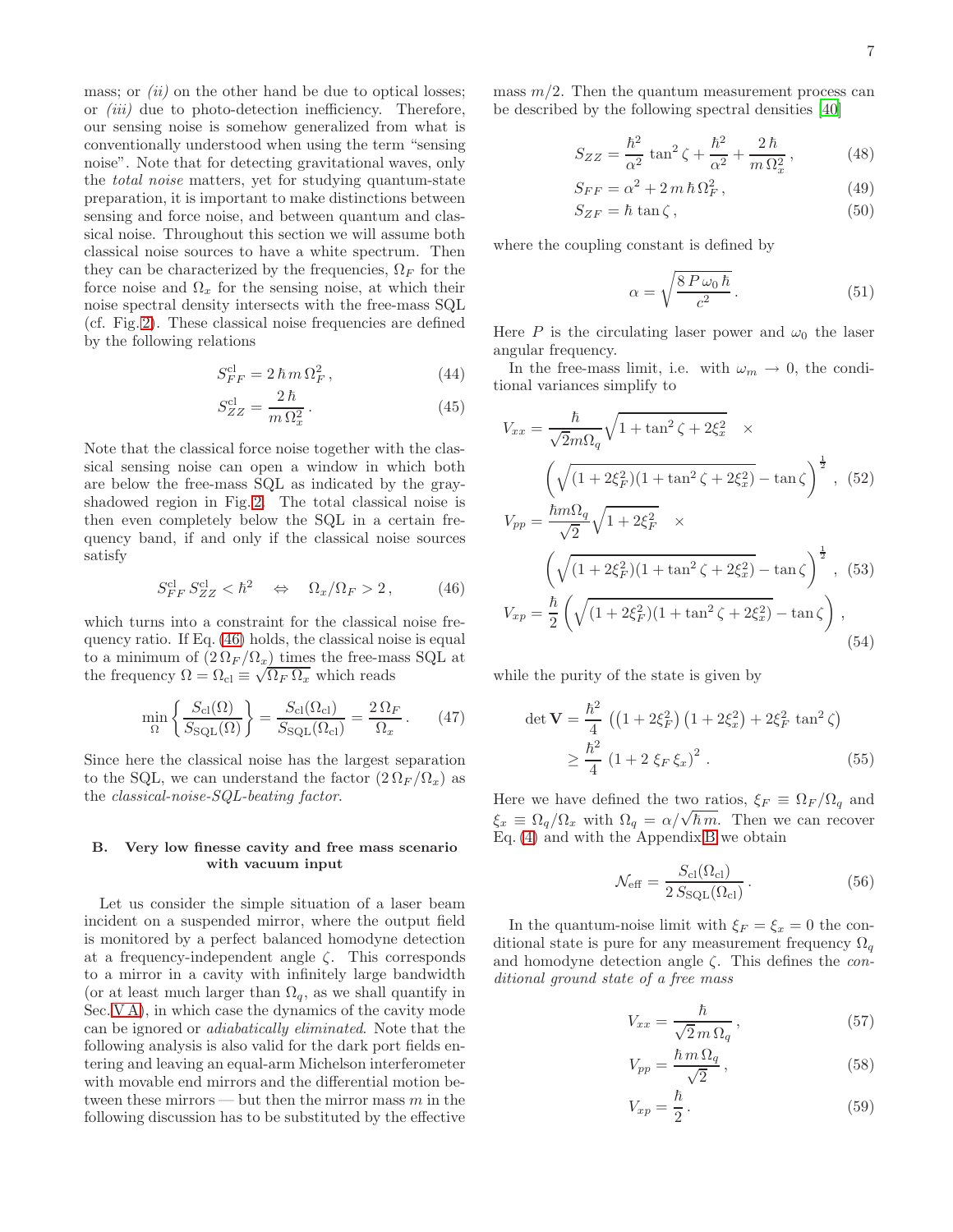mass; or *(ii)* on the other hand be due to optical losses; or *(iii)* due to photo-detection inefficiency. Therefore, our sensing noise is somehow generalized from what is conventionally understood when using the term "sensing noise". Note that for detecting gravitational waves, only the *total noise* matters, yet for studying quantum-state preparation, it is important to make distinctions between sensing and force noise, and between quantum and classical noise. Throughout this section we will assume both classical noise sources to have a white spectrum. Then they can be characterized by the frequencies, $\Omega_F$ for the force noise and $\Omega_x$ for the sensing noise, at which their noise spectral density intersects with the free-mass SQL (cf. Fig.2). These classical noise frequencies are defined by the following relations

$$S_{FF}^{\rm cl} = 2\,\hbar\,m\,\Omega_F^2\,, \tag{44}$$

$$S_{ZZ}^{\rm cl} = \frac{2\,\hbar}{m\,\Omega_x^2}\,. \tag{45}$$

Note that the classical force noise together with the classical sensing noise can open a window in which both are below the free-mass SQL as indicated by the gray-shadowed region in Fig.2. The total classical noise is then even completely below the SQL in a certain frequency band, if and only if the classical noise sources satisfy

$$S_{FF}^{\rm cl}\,S_{ZZ}^{\rm cl} < \hbar^2 \quad\Leftrightarrow\quad \Omega_x/\Omega_F > 2\,, \tag{46}$$

which turns into a constraint for the classical noise frequency ratio. If Eq. (46) holds, the classical noise is equal to a minimum of $(2\,\Omega_F/\Omega_x)$ times the free-mass SQL at the frequency $\Omega = \Omega_{\rm cl} \equiv \sqrt{\Omega_F\,\Omega_x}$ which reads

$$\min_{\Omega}\left\{\frac{S_{\rm cl}(\Omega)}{S_{\rm SQL}(\Omega)}\right\} = \frac{S_{\rm cl}(\Omega_{\rm cl})}{S_{\rm SQL}(\Omega_{\rm cl})} = \frac{2\,\Omega_F}{\Omega_x}\,. \tag{47}$$

Since here the classical noise has the largest separation to the SQL, we can understand the factor $(2\,\Omega_F/\Omega_x)$ as the *classical-noise-SQL-beating factor*.

### B. Very low finesse cavity and free mass scenario with vacuum input

Let us consider the simple situation of a laser beam incident on a suspended mirror, where the output field is monitored by a perfect balanced homodyne detection at a frequency-independent angle $\zeta$. This corresponds to a mirror in a cavity with infinitely large bandwidth (or at least much larger than $\Omega_q$, as we shall quantify in Sec. V A), in which case the dynamics of the cavity mode can be ignored or *adiabatically eliminated*. Note that the following analysis is also valid for the dark port fields entering and leaving an equal-arm Michelson interferometer with movable end mirrors and the differential motion between these mirrors — but then the mirror mass $m$ in the following discussion has to be substituted by the effective mass $m/2$. Then the quantum measurement process can be described by the following spectral densities [40]

$$S_{ZZ} = \frac{\hbar^2}{\alpha^2}\,\tan^2\zeta + \frac{\hbar^2}{\alpha^2} + \frac{2\,\hbar}{m\,\Omega_x^2}\,, \tag{48}$$

$$S_{FF} = \alpha^2 + 2\,m\,\hbar\,\Omega_F^2\,, \tag{49}$$

$$S_{ZF} = \hbar\,\tan\zeta\,, \tag{50}$$

where the coupling constant is defined by

$$\alpha = \sqrt{\frac{8\,P\,\omega_0\,\hbar}{c^2}}\,. \tag{51}$$

Here $P$ is the circulating laser power and $\omega_0$ the laser angular frequency.

In the free-mass limit, i.e. with $\omega_m \to 0$, the conditional variances simplify to

$$V_{xx} = \frac{\hbar}{\sqrt{2}m\Omega_q}\sqrt{1+\tan^2\zeta+2\xi_x^2}\quad\times \left(\sqrt{(1+2\xi_F^2)(1+\tan^2\zeta+2\xi_x^2)}-\tan\zeta\right)^{\frac{1}{2}}\,, \tag{52}$$

$$V_{pp} = \frac{\hbar m\Omega_q}{\sqrt{2}}\sqrt{1+2\xi_F^2}\quad\times \left(\sqrt{(1+2\xi_F^2)(1+\tan^2\zeta+2\xi_x^2)}-\tan\zeta\right)^{\frac{1}{2}}\,, \tag{53}$$

$$V_{xp} = \frac{\hbar}{2}\left(\sqrt{(1+2\xi_F^2)(1+\tan^2\zeta+2\xi_x^2)}-\tan\zeta\right)\,, \tag{54}$$

while the purity of the state is given by

$$\det\mathbf{V} = \frac{\hbar^2}{4}\,\left(\left(1+2\xi_F^2\right)\left(1+2\xi_x^2\right)+2\xi_F^2\,\tan^2\zeta\right) \geq \frac{\hbar^2}{4}\,\left(1+2\,\xi_F\,\xi_x\right)^2\,. \tag{55}$$

Here we have defined the two ratios, $\xi_F \equiv \Omega_F/\Omega_q$ and $\xi_x \equiv \Omega_q/\Omega_x$ with $\Omega_q = \alpha/\sqrt{\hbar\,m}$. Then we can recover Eq. (4) and with the Appendix B we obtain

$$\mathcal{N}_{\rm eff} = \frac{S_{\rm cl}(\Omega_{\rm cl})}{2\,S_{\rm SQL}(\Omega_{\rm cl})}\,. \tag{56}$$

In the quantum-noise limit with $\xi_F = \xi_x = 0$ the conditional state is pure for any measurement frequency $\Omega_q$ and homodyne detection angle $\zeta$. This defines the *conditional ground state of a free mass*

$$V_{xx} = \frac{\hbar}{\sqrt{2}\,m\,\Omega_q}\,, \tag{57}$$

$$V_{pp} = \frac{\hbar\,m\,\Omega_q}{\sqrt{2}}\,, \tag{58}$$

$$V_{xp} = \frac{\hbar}{2}\,. \tag{59}$$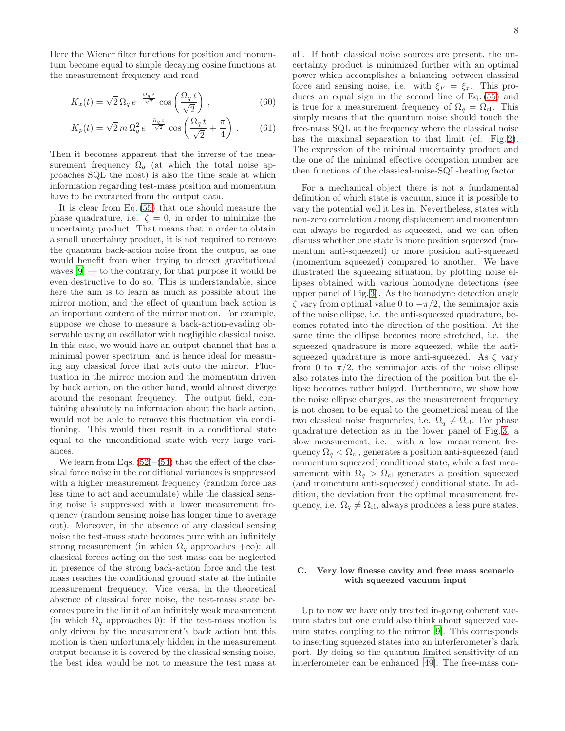Here the Wiener filter functions for position and momentum become equal to simple decaying cosine functions at the measurement frequency and read

$$K_x(t) = \sqrt{2}\,\Omega_q\, e^{-\frac{\Omega_q t}{\sqrt{2}}}\cos\left(\frac{\Omega_q t}{\sqrt{2}}\right), \tag{60}$$

$$K_p(t) = \sqrt{2}\,m\,\Omega_q^2\, e^{-\frac{\Omega_q t}{\sqrt{2}}}\cos\left(\frac{\Omega_q t}{\sqrt{2}} + \frac{\pi}{4}\right). \tag{61}$$

Then it becomes apparent that the inverse of the measurement frequency $\Omega_q$ (at which the total noise approaches SQL the most) is also the time scale at which information regarding test-mass position and momentum have to be extracted from the output data.

It is clear from Eq. (55) that one should measure the phase quadrature, i.e. $\zeta = 0$, in order to minimize the uncertainty product. That means that in order to obtain a small uncertainty product, it is not required to remove the quantum back-action noise from the output, as one would benefit from when trying to detect gravitational waves [9] — to the contrary, for that purpose it would be even destructive to do so. This is understandable, since here the aim is to learn as much as possible about the mirror motion, and the effect of quantum back action is an important content of the mirror motion. For example, suppose we chose to measure a back-action-evading observable using an oscillator with negligible classical noise. In this case, we would have an output channel that has a minimal power spectrum, and is hence ideal for measuring any classical force that acts onto the mirror. Fluctuation in the mirror motion and the momentum driven by back action, on the other hand, would almost diverge around the resonant frequency. The output field, containing absolutely no information about the back action, would not be able to remove this fluctuation via conditioning. This would then result in a conditional state equal to the unconditional state with very large variances.

We learn from Eqs. (52)–(54) that the effect of the classical force noise in the conditional variances is suppressed with a higher measurement frequency (random force has less time to act and accumulate) while the classical sensing noise is suppressed with a lower measurement frequency (random sensing noise has longer time to average out). Moreover, in the absence of any classical sensing noise the test-mass state becomes pure with an infinitely strong measurement (in which $\Omega_q$ approaches $+\infty$): all classical forces acting on the test mass can be neglected in presence of the strong back-action force and the test mass reaches the conditional ground state at the infinite measurement frequency. Vice versa, in the theoretical absence of classical force noise, the test-mass state becomes pure in the limit of an infinitely weak measurement (in which $\Omega_q$ approaches 0): if the test-mass motion is only driven by the measurement's back action but this motion is then unfortunately hidden in the measurement output because it is covered by the classical sensing noise, the best idea would be not to measure the test mass at all. If both classical noise sources are present, the uncertainty product is minimized further with an optimal power which accomplishes a balancing between classical force and sensing noise, i.e. with $\xi_F = \xi_x$. This produces an equal sign in the second line of Eq. (55) and is true for a measurement frequency of $\Omega_q = \Omega_{\rm cl}$. This simply means that the quantum noise should touch the free-mass SQL at the frequency where the classical noise has the maximal separation to that limit (cf. Fig.2). The expression of the minimal uncertainty product and the one of the minimal effective occupation number are then functions of the classical-noise-SQL-beating factor.

For a mechanical object there is not a fundamental definition of which state is vacuum, since it is possible to vary the potential well it lies in. Nevertheless, states with non-zero correlation among displacement and momentum can always be regarded as squeezed, and we can often discuss whether one state is more position squeezed (momentum anti-squeezed) or more position anti-squeezed (momentum squeezed) compared to another. We have illustrated the squeezing situation, by plotting noise ellipses obtained with various homodyne detections (see upper panel of Fig.3). As the homodyne detection angle $\zeta$ vary from optimal value 0 to $-\pi/2$, the semimajor axis of the noise ellipse, i.e. the anti-squeezed quadrature, becomes rotated into the direction of the position. At the same time the ellipse becomes more stretched, i.e. the squeezed quadrature is more squeezed, while the anti-squeezed quadrature is more anti-squeezed. As $\zeta$ vary from 0 to $\pi/2$, the semimajor axis of the noise ellipse also rotates into the direction of the position but the ellipse becomes rather bulged. Furthermore, we show how the noise ellipse changes, as the measurement frequency is not chosen to be equal to the geometrical mean of the two classical noise frequencies, i.e. $\Omega_q \neq \Omega_{\rm cl}$. For phase quadrature detection as in the lower panel of Fig.3, a slow measurement, i.e. with a low measurement frequency $\Omega_q < \Omega_{\rm cl}$, generates a position anti-squeezed (and momentum squeezed) conditional state; while a fast measurement with $\Omega_q > \Omega_{\rm cl}$ generates a position squeezed (and momentum anti-squeezed) conditional state. In addition, the deviation from the optimal measurement frequency, i.e. $\Omega_q \neq \Omega_{\rm cl}$, always produces a less pure states.

### C. Very low finesse cavity and free mass scenario with squeezed vacuum input

Up to now we have only treated in-going coherent vacuum states but one could also think about squeezed vacuum states coupling to the mirror [9]. This corresponds to inserting squeezed states into an interferometer's dark port. By doing so the quantum limited sensitivity of an interferometer can be enhanced [49]. The free-mass con-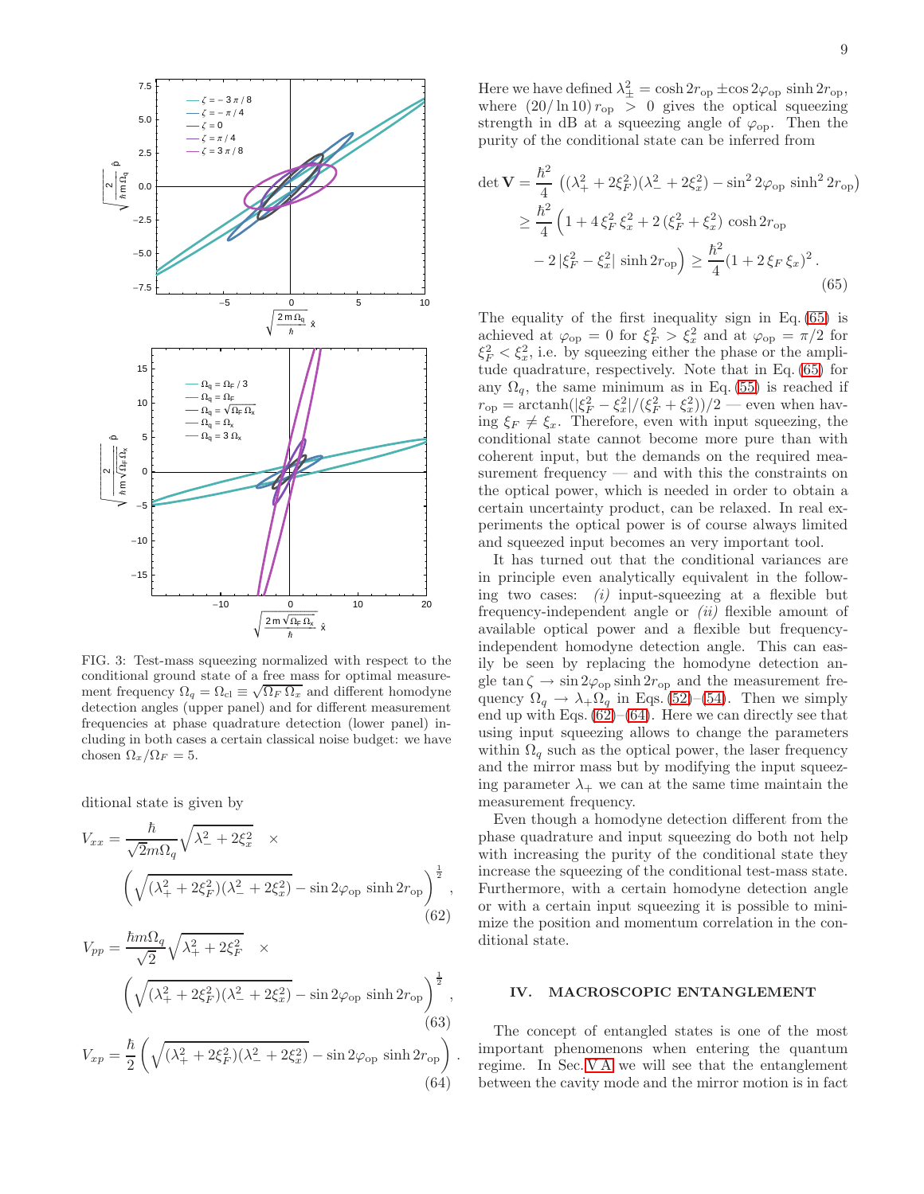FIG. 3: Test-mass squeezing normalized with respect to the conditional ground state of a free mass for optimal measurement frequency $\Omega_q = \Omega_{\rm cl} \equiv \sqrt{\Omega_F\, \Omega_x}$ and different homodyne detection angles (upper panel) and for different measurement frequencies at phase quadrature detection (lower panel) including in both cases a certain classical noise budget: we have chosen $\Omega_x/\Omega_F = 5$.

ditional state is given by

$$V_{xx} = \frac{\hbar}{\sqrt{2}m\Omega_q}\sqrt{\lambda_-^2 + 2\xi_x^2} \quad \times \left(\sqrt{(\lambda_+^2 + 2\xi_F^2)(\lambda_-^2 + 2\xi_x^2)} - \sin 2\varphi_{\rm op}\,\sinh 2r_{\rm op}\right)^{\frac{1}{2}}, \tag{62}$$

$$V_{pp} = \frac{\hbar m\Omega_q}{\sqrt{2}}\sqrt{\lambda_+^2 + 2\xi_F^2} \quad \times \left(\sqrt{(\lambda_+^2 + 2\xi_F^2)(\lambda_-^2 + 2\xi_x^2)} - \sin 2\varphi_{\rm op}\,\sinh 2r_{\rm op}\right)^{\frac{1}{2}}, \tag{63}$$

$$V_{xp} = \frac{\hbar}{2}\left(\sqrt{(\lambda_+^2 + 2\xi_F^2)(\lambda_-^2 + 2\xi_x^2)} - \sin 2\varphi_{\rm op}\,\sinh 2r_{\rm op}\right). \tag{64}$$

Here we have defined $\lambda_\pm^2 = \cosh 2r_{\rm op} \pm \cos 2\varphi_{\rm op}\sinh 2r_{\rm op}$, where $(20/\ln 10)\, r_{\rm op} > 0$ gives the optical squeezing strength in dB at a squeezing angle of $\varphi_{\rm op}$. Then the purity of the conditional state can be inferred from

$$\begin{aligned}\det \mathbf{V} &= \frac{\hbar^2}{4}\,\left((\lambda_+^2 + 2\xi_F^2)(\lambda_-^2 + 2\xi_x^2) - \sin^2 2\varphi_{\rm op}\,\sinh^2 2r_{\rm op}\right) \\ &\geq \frac{\hbar^2}{4}\Big(1 + 4\,\xi_F^2\,\xi_x^2 + 2\,(\xi_F^2 + \xi_x^2)\,\cosh 2r_{\rm op} \\ &\quad - 2\,|\xi_F^2 - \xi_x^2|\,\sinh 2r_{\rm op}\Big) \geq \frac{\hbar^2}{4}(1 + 2\,\xi_F\,\xi_x)^2\,.\end{aligned} \tag{65}$$

The equality of the first inequality sign in Eq. (65) is achieved at $\varphi_{\rm op} = 0$ for $\xi_F^2 > \xi_x^2$ and at $\varphi_{\rm op} = \pi/2$ for $\xi_F^2 < \xi_x^2$, i.e. by squeezing either the phase or the amplitude quadrature, respectively. Note that in Eq. (65) for any $\Omega_q$, the same minimum as in Eq. (55) is reached if $r_{\rm op} = \operatorname{arctanh}(|\xi_F^2 - \xi_x^2|/(\xi_F^2 + \xi_x^2))/2$ — even when having $\xi_F \neq \xi_x$. Therefore, even with input squeezing, the conditional state cannot become more pure than with coherent input, but the demands on the required measurement frequency — and with this the constraints on the optical power, which is needed in order to obtain a certain uncertainty product, can be relaxed. In real experiments the optical power is of course always limited and squeezed input becomes an very important tool.

It has turned out that the conditional variances are in principle even analytically equivalent in the following two cases: *(i)* input-squeezing at a flexible but frequency-independent angle or *(ii)* flexible amount of available optical power and a flexible but frequency-independent homodyne detection angle. This can easily be seen by replacing the homodyne detection angle $\tan\zeta \to \sin 2\varphi_{\rm op}\sinh 2r_{\rm op}$ and the measurement frequency $\Omega_q \to \lambda_+\Omega_q$ in Eqs. (52)–(54). Then we simply end up with Eqs. (62)–(64). Here we can directly see that using input squeezing allows to change the parameters within $\Omega_q$ such as the optical power, the laser frequency and the mirror mass but by modifying the input squeezing parameter $\lambda_+$ we can at the same time maintain the measurement frequency.

Even though a homodyne detection different from the phase quadrature and input squeezing do both not help with increasing the purity of the conditional state they increase the squeezing of the conditional test-mass state. Furthermore, with a certain homodyne detection angle or with a certain input squeezing it is possible to minimize the position and momentum correlation in the conditional state.

## IV. MACROSCOPIC ENTANGLEMENT

The concept of entangled states is one of the most important phenomenons when entering the quantum regime. In Sec. V A we will see that the entanglement between the cavity mode and the mirror motion is in fact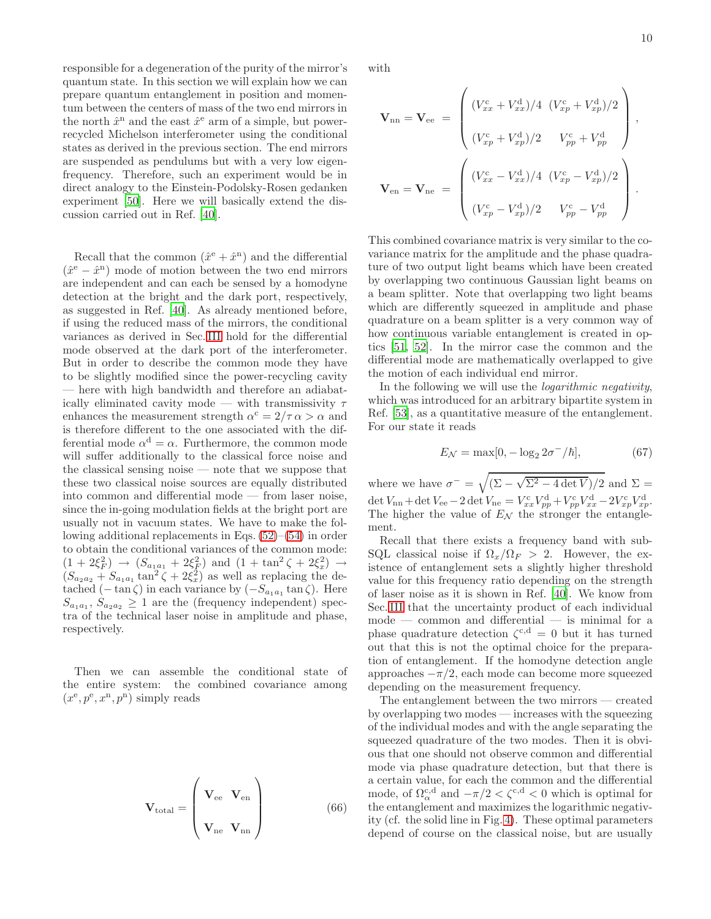responsible for a degeneration of the purity of the mirror's quantum state. In this section we will explain how we can prepare quantum entanglement in position and momentum between the centers of mass of the two end mirrors in the north $\hat{x}^{\rm n}$ and the east $\hat{x}^{\rm e}$ arm of a simple, but power-recycled Michelson interferometer using the conditional states as derived in the previous section. The end mirrors are suspended as pendulums but with a very low eigenfrequency. Therefore, such an experiment would be in direct analogy to the Einstein-Podolsky-Rosen gedanken experiment [50]. Here we will basically extend the discussion carried out in Ref. [40].

Recall that the common $(\hat{x}^{\rm e}+\hat{x}^{\rm n})$ and the differential $(\hat{x}^{\rm e}-\hat{x}^{\rm n})$ mode of motion between the two end mirrors are independent and can each be sensed by a homodyne detection at the bright and the dark port, respectively, as suggested in Ref. [40]. As already mentioned before, if using the reduced mass of the mirrors, the conditional variances as derived in Sec. III hold for the differential mode observed at the dark port of the interferometer. But in order to describe the common mode they have to be slightly modified since the power-recycling cavity — here with high bandwidth and therefore an adiabatically eliminated cavity mode — with transmissivity $\tau$ enhances the measurement strength $\alpha^{\rm c}=2/\tau\,\alpha>\alpha$ and is therefore different to the one associated with the differential mode $\alpha^{\rm d}=\alpha$. Furthermore, the common mode will suffer additionally to the classical force noise and the classical sensing noise — note that we suppose that these two classical noise sources are equally distributed into common and differential mode — from laser noise, since the in-going modulation fields at the bright port are usually not in vacuum states. We have to make the following additional replacements in Eqs. (52)–(54) in order to obtain the conditional variances of the common mode: $(1+2\xi_F^2)\rightarrow(S_{a_1a_1}+2\xi_F^2)$ and $(1+\tan^2\zeta+2\xi_x^2)\rightarrow(S_{a_2a_2}+S_{a_1a_1}\tan^2\zeta+2\xi_x^2)$ as well as replacing the detached $(-\tan\zeta)$ in each variance by $(-S_{a_1a_1}\tan\zeta)$. Here $S_{a_1a_1}$, $S_{a_2a_2}\geq 1$ are the (frequency independent) spectra of the technical laser noise in amplitude and phase, respectively.

Then we can assemble the conditional state of the entire system: the combined covariance among $(x^{\rm e},p^{\rm e},x^{\rm n},p^{\rm n})$ simply reads

$$
\mathbf{V}_{\rm total}=\begin{pmatrix}\mathbf{V}_{\rm ee} & \mathbf{V}_{\rm en}\\ \mathbf{V}_{\rm ne} & \mathbf{V}_{\rm nn}\end{pmatrix} \tag{66}
$$

with

$$
\mathbf{V}_{\rm nn}=\mathbf{V}_{\rm ee}=\begin{pmatrix}(V^{\rm c}_{xx}+V^{\rm d}_{xx})/4 & (V^{\rm c}_{xp}+V^{\rm d}_{xp})/2\\ (V^{\rm c}_{xp}+V^{\rm d}_{xp})/2 & V^{\rm c}_{pp}+V^{\rm d}_{pp}\end{pmatrix},
$$

$$
\mathbf{V}_{\rm en}=\mathbf{V}_{\rm ne}=\begin{pmatrix}(V^{\rm c}_{xx}-V^{\rm d}_{xx})/4 & (V^{\rm c}_{xp}-V^{\rm d}_{xp})/2\\ (V^{\rm c}_{xp}-V^{\rm d}_{xp})/2 & V^{\rm c}_{pp}-V^{\rm d}_{pp}\end{pmatrix}.
$$

This combined covariance matrix is very similar to the covariance matrix for the amplitude and the phase quadrature of two output light beams which have been created by overlapping two continuous Gaussian light beams on a beam splitter. Note that overlapping two light beams which are differently squeezed in amplitude and phase quadrature on a beam splitter is a very common way of how continuous variable entanglement is created in optics [51, 52]. In the mirror case the common and the differential mode are mathematically overlapped to give the motion of each individual end mirror.

In the following we will use the *logarithmic negativity*, which was introduced for an arbitrary bipartite system in Ref. [53], as a quantitative measure of the entanglement. For our state it reads

$$
E_{\mathcal{N}}=\max[0,-\log_2 2\sigma^-/\hbar], \tag{67}
$$

where we have $\sigma^-=\sqrt{(\Sigma-\sqrt{\Sigma^2-4\det V})/2}$ and $\Sigma=\det V_{\rm nn}+\det V_{\rm ee}-2\det V_{\rm ne}=V^{\rm c}_{xx}V^{\rm d}_{pp}+V^{\rm c}_{pp}V^{\rm d}_{xx}-2V^{\rm c}_{xp}V^{\rm d}_{xp}$. The higher the value of $E_{\mathcal{N}}$ the stronger the entanglement.

Recall that there exists a frequency band with sub-SQL classical noise if $\Omega_x/\Omega_F>2$. However, the existence of entanglement sets a slightly higher threshold value for this frequency ratio depending on the strength of laser noise as it is shown in Ref. [40]. We know from Sec. III that the uncertainty product of each individual mode — common and differential — is minimal for a phase quadrature detection $\zeta^{\rm c,d}=0$ but it has turned out that this is not the optimal choice for the preparation of entanglement. If the homodyne detection angle approaches $-\pi/2$, each mode can become more squeezed depending on the measurement frequency.

The entanglement between the two mirrors — created by overlapping two modes — increases with the squeezing of the individual modes and with the angle separating the squeezed quadrature of the two modes. Then it is obvious that one should not observe common and differential mode via phase quadrature detection, but that there is a certain value, for each the common and the differential mode, of $\Omega_\alpha^{\rm c,d}$ and $-\pi/2<\zeta^{\rm c,d}<0$ which is optimal for the entanglement and maximizes the logarithmic negativity (cf. the solid line in Fig. 4). These optimal parameters depend of course on the classical noise, but are usually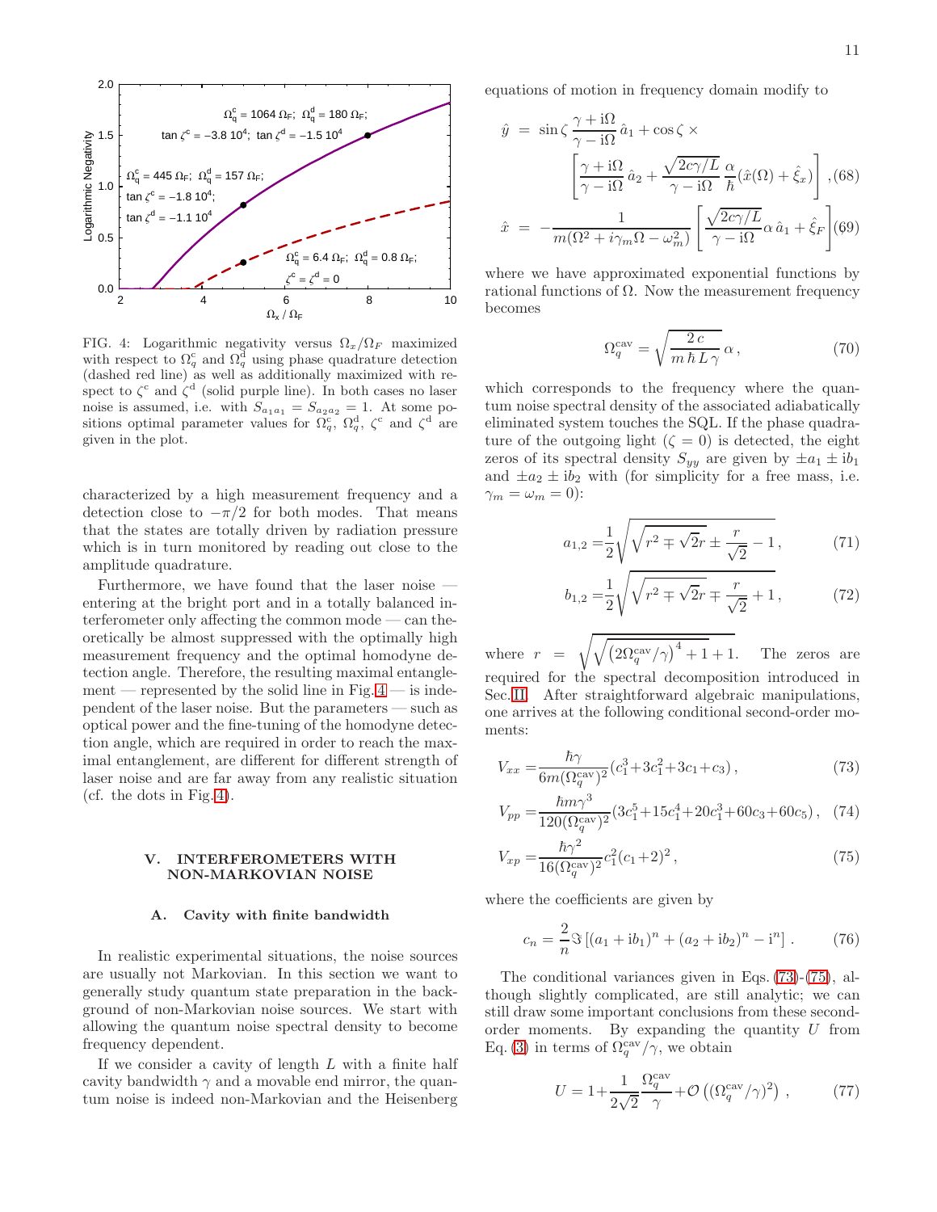FIG. 4: Logarithmic negativity versus $\Omega_x/\Omega_F$ maximized with respect to $\Omega_q^c$ and $\Omega_q^d$ using phase quadrature detection (dashed red line) as well as additionally maximized with respect to $\zeta^c$ and $\zeta^d$ (solid purple line). In both cases no laser noise is assumed, i.e. with $S_{a_1a_1} = S_{a_2a_2} = 1$. At some positions optimal parameter values for $\Omega_q^c$, $\Omega_q^d$, $\zeta^c$ and $\zeta^d$ are given in the plot.

characterized by a high measurement frequency and a detection close to $-\pi/2$ for both modes. That means that the states are totally driven by radiation pressure which is in turn monitored by reading out close to the amplitude quadrature.

Furthermore, we have found that the laser noise — entering at the bright port and in a totally balanced interferometer only affecting the common mode — can theoretically be almost suppressed with the optimally high measurement frequency and the optimal homodyne detection angle. Therefore, the resulting maximal entanglement — represented by the solid line in Fig. 4 — is independent of the laser noise. But the parameters — such as optical power and the fine-tuning of the homodyne detection angle, which are required in order to reach the maximal entanglement, are different for different strength of laser noise and are far away from any realistic situation (cf. the dots in Fig. 4).

## V. INTERFEROMETERS WITH NON-MARKOVIAN NOISE

### A. Cavity with finite bandwidth

In realistic experimental situations, the noise sources are usually not Markovian. In this section we want to generally study quantum state preparation in the background of non-Markovian noise sources. We start with allowing the quantum noise spectral density to become frequency dependent.

If we consider a cavity of length $L$ with a finite half cavity bandwidth $\gamma$ and a movable end mirror, the quantum noise is indeed non-Markovian and the Heisenberg equations of motion in frequency domain modify to

$$\hat{y} = \sin\zeta \,\frac{\gamma + \mathrm{i}\Omega}{\gamma - \mathrm{i}\Omega}\,\hat{a}_1 + \cos\zeta \times \left[\frac{\gamma + \mathrm{i}\Omega}{\gamma - \mathrm{i}\Omega}\,\hat{a}_2 + \frac{\sqrt{2c\gamma/L}}{\gamma - \mathrm{i}\Omega}\,\frac{\alpha}{\hbar}(\hat{x}(\Omega) + \hat{\xi}_x)\right], \quad (68)$$

$$\hat{x} = -\frac{1}{m(\Omega^2 + i\gamma_m\Omega - \omega_m^2)}\left[\frac{\sqrt{2c\gamma/L}}{\gamma - \mathrm{i}\Omega}\alpha\,\hat{a}_1 + \hat{\xi}_F\right] \quad (69)$$

where we have approximated exponential functions by rational functions of $\Omega$. Now the measurement frequency becomes

$$\Omega_q^{\mathrm{cav}} = \sqrt{\frac{2\,c}{m\,\hbar\,L\,\gamma}}\,\alpha\,, \quad (70)$$

which corresponds to the frequency where the quantum noise spectral density of the associated adiabatically eliminated system touches the SQL. If the phase quadrature of the outgoing light ($\zeta = 0$) is detected, the eight zeros of its spectral density $S_{yy}$ are given by $\pm a_1 \pm \mathrm{i}b_1$ and $\pm a_2 \pm \mathrm{i}b_2$ with (for simplicity for a free mass, i.e. $\gamma_m = \omega_m = 0$):

$$a_{1,2} = \frac{1}{2}\sqrt{\sqrt{r^2 \mp \sqrt{2}r} \pm \frac{r}{\sqrt{2}} - 1}\,, \quad (71)$$

$$b_{1,2} = \frac{1}{2}\sqrt{\sqrt{r^2 \mp \sqrt{2}r} \mp \frac{r}{\sqrt{2}} + 1}\,, \quad (72)$$

where $r = \sqrt{\sqrt{\left(2\Omega_q^{\mathrm{cav}}/\gamma\right)^4 + 1} + 1}$. The zeros are required for the spectral decomposition introduced in Sec. II. After straightforward algebraic manipulations, one arrives at the following conditional second-order moments:

$$V_{xx} = \frac{\hbar\gamma}{6m(\Omega_q^{\mathrm{cav}})^2}(c_1^3 + 3c_1^2 + 3c_1 + c_3)\,, \quad (73)$$

$$V_{pp} = \frac{\hbar m\gamma^3}{120(\Omega_q^{\mathrm{cav}})^2}(3c_1^5 + 15c_1^4 + 20c_1^3 + 60c_3 + 60c_5)\,, \quad (74)$$

$$V_{xp} = \frac{\hbar\gamma^2}{16(\Omega_q^{\mathrm{cav}})^2}c_1^2(c_1 + 2)^2\,, \quad (75)$$

where the coefficients are given by

$$c_n = \frac{2}{n}\Im\left[(a_1 + \mathrm{i}b_1)^n + (a_2 + \mathrm{i}b_2)^n - \mathrm{i}^n\right]. \quad (76)$$

The conditional variances given in Eqs. (73)-(75), although slightly complicated, are still analytic; we can still draw some important conclusions from these second-order moments. By expanding the quantity $U$ from Eq. (3) in terms of $\Omega_q^{\mathrm{cav}}/\gamma$, we obtain

$$U = 1 + \frac{1}{2\sqrt{2}}\frac{\Omega_q^{\mathrm{cav}}}{\gamma} + \mathcal{O}\left((\Omega_q^{\mathrm{cav}}/\gamma)^2\right), \quad (77)$$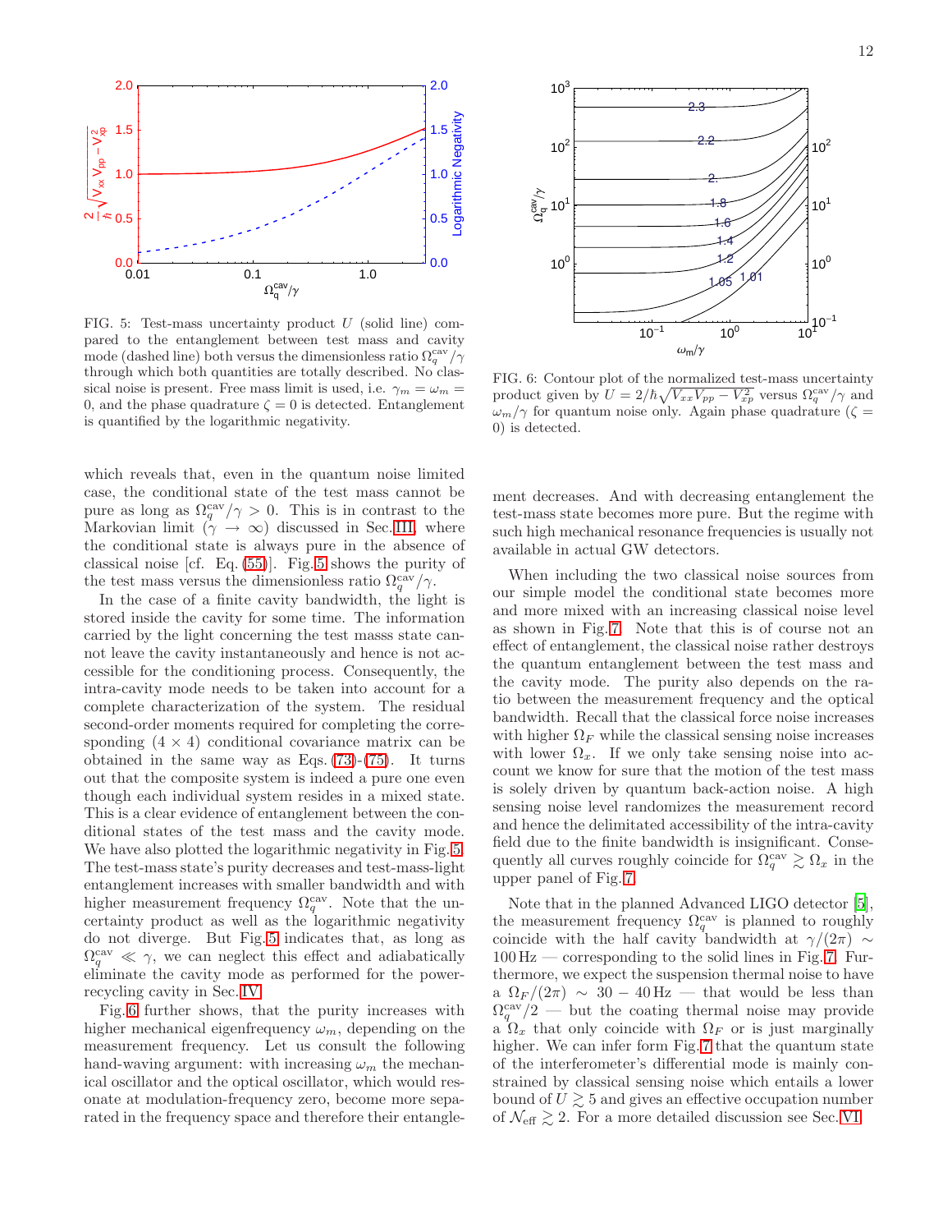FIG. 5: Test-mass uncertainty product $U$ (solid line) compared to the entanglement between test mass and cavity mode (dashed line) both versus the dimensionless ratio $\Omega_q^{\rm cav}/\gamma$ through which both quantities are totally described. No classical noise is present. Free mass limit is used, i.e. $\gamma_m = \omega_m = 0$, and the phase quadrature $\zeta = 0$ is detected. Entanglement is quantified by the logarithmic negativity.

FIG. 6: Contour plot of the normalized test-mass uncertainty product given by $U = 2/\hbar\sqrt{V_{xx}V_{pp} - V_{xp}^2}$ versus $\Omega_q^{\rm cav}/\gamma$ and $\omega_m/\gamma$ for quantum noise only. Again phase quadrature ($\zeta = 0$) is detected.

which reveals that, even in the quantum noise limited case, the conditional state of the test mass cannot be pure as long as $\Omega_q^{\rm cav}/\gamma > 0$. This is in contrast to the Markovian limit ($\gamma \to \infty$) discussed in Sec. III, where the conditional state is always pure in the absence of classical noise [cf. Eq. (55)]. Fig. 5 shows the purity of the test mass versus the dimensionless ratio $\Omega_q^{\rm cav}/\gamma$.

In the case of a finite cavity bandwidth, the light is stored inside the cavity for some time. The information carried by the light concerning the test masss state cannot leave the cavity instantaneously and hence is not accessible for the conditioning process. Consequently, the intra-cavity mode needs to be taken into account for a complete characterization of the system. The residual second-order moments required for completing the corresponding $(4 \times 4)$ conditional covariance matrix can be obtained in the same way as Eqs. (73)-(75). It turns out that the composite system is indeed a pure one even though each individual system resides in a mixed state. This is a clear evidence of entanglement between the conditional states of the test mass and the cavity mode. We have also plotted the logarithmic negativity in Fig. 5. The test-mass state's purity decreases and test-mass-light entanglement increases with smaller bandwidth and with higher measurement frequency $\Omega_q^{\rm cav}$. Note that the uncertainty product as well as the logarithmic negativity do not diverge. But Fig. 5 indicates that, as long as $\Omega_q^{\rm cav} \ll \gamma$, we can neglect this effect and adiabatically eliminate the cavity mode as performed for the power-recycling cavity in Sec. IV.

Fig. 6 further shows, that the purity increases with higher mechanical eigenfrequency $\omega_m$, depending on the measurement frequency. Let us consult the following hand-waving argument: with increasing $\omega_m$ the mechanical oscillator and the optical oscillator, which would resonate at modulation-frequency zero, become more separated in the frequency space and therefore their entanglement decreases. And with decreasing entanglement the test-mass state becomes more pure. But the regime with such high mechanical resonance frequencies is usually not available in actual GW detectors.

When including the two classical noise sources from our simple model the conditional state becomes more and more mixed with an increasing classical noise level as shown in Fig. 7. Note that this is of course not an effect of entanglement, the classical noise rather destroys the quantum entanglement between the test mass and the cavity mode. The purity also depends on the ratio between the measurement frequency and the optical bandwidth. Recall that the classical force noise increases with higher $\Omega_F$ while the classical sensing noise increases with lower $\Omega_x$. If we only take sensing noise into account we know for sure that the motion of the test mass is solely driven by quantum back-action noise. A high sensing noise level randomizes the measurement record and hence the delimitated accessibility of the intra-cavity field due to the finite bandwidth is insignificant. Consequently all curves roughly coincide for $\Omega_q^{\rm cav} \gtrsim \Omega_x$ in the upper panel of Fig. 7.

Note that in the planned Advanced LIGO detector [5], the measurement frequency $\Omega_q^{\rm cav}$ is planned to roughly coincide with the half cavity bandwidth at $\gamma/(2\pi) \sim 100\,{\rm Hz}$ — corresponding to the solid lines in Fig. 7. Furthermore, we expect the suspension thermal noise to have a $\Omega_F/(2\pi) \sim 30 - 40\,{\rm Hz}$ — that would be less than $\Omega_q^{\rm cav}/2$ — but the coating thermal noise may provide a $\Omega_x$ that only coincide with $\Omega_F$ or is just marginally higher. We can infer form Fig. 7 that the quantum state of the interferometer's differential mode is mainly constrained by classical sensing noise which entails a lower bound of $U \gtrsim 5$ and gives an effective occupation number of $\mathcal{N}_{\rm eff} \gtrsim 2$. For a more detailed discussion see Sec. VI.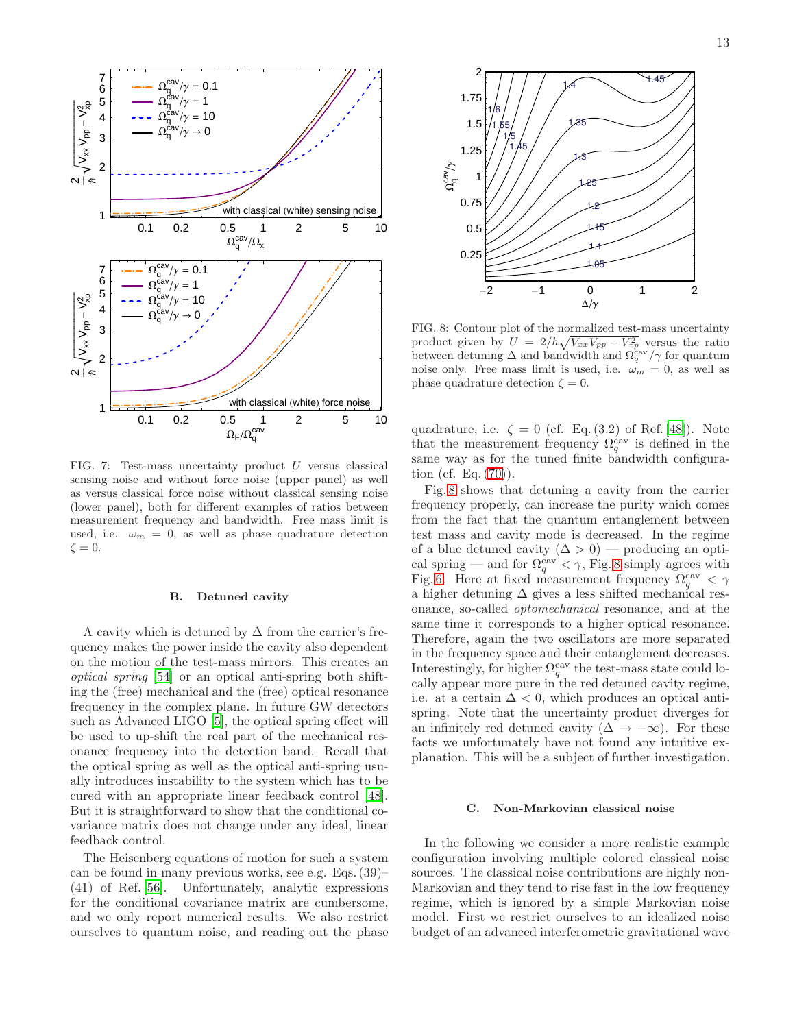FIG. 7: Test-mass uncertainty product $U$ versus classical sensing noise and without force noise (upper panel) as well as versus classical force noise without classical sensing noise (lower panel), both for different examples of ratios between measurement frequency and bandwidth. Free mass limit is used, i.e. $\omega_m = 0$, as well as phase quadrature detection $\zeta = 0$.

### B. Detuned cavity

A cavity which is detuned by $\Delta$ from the carrier's frequency makes the power inside the cavity also dependent on the motion of the test-mass mirrors. This creates an *optical spring* [54] or an optical anti-spring both shifting the (free) mechanical and the (free) optical resonance frequency in the complex plane. In future GW detectors such as Advanced LIGO [5], the optical spring effect will be used to up-shift the real part of the mechanical resonance frequency into the detection band. Recall that the optical spring as well as the optical anti-spring usually introduces instability to the system which has to be cured with an appropriate linear feedback control [48]. But it is straightforward to show that the conditional covariance matrix does not change under any ideal, linear feedback control.

The Heisenberg equations of motion for such a system can be found in many previous works, see e.g. Eqs. (39)–(41) of Ref. [56]. Unfortunately, analytic expressions for the conditional covariance matrix are cumbersome, and we only report numerical results. We also restrict ourselves to quantum noise, and reading out the phase quadrature, i.e. $\zeta = 0$ (cf. Eq. (3.2) of Ref. [48]). Note that the measurement frequency $\Omega_q^{\rm cav}$ is defined in the same way as for the tuned finite bandwidth configuration (cf. Eq. (70)).

FIG. 8: Contour plot of the normalized test-mass uncertainty product given by $U = 2/\hbar\sqrt{V_{xx}V_{pp} - V_{xp}^2}$ versus the ratio between detuning $\Delta$ and bandwidth and $\Omega_q^{\rm cav}/\gamma$ for quantum noise only. Free mass limit is used, i.e. $\omega_m = 0$, as well as phase quadrature detection $\zeta = 0$.

Fig. 8 shows that detuning a cavity from the carrier frequency properly, can increase the purity which comes from the fact that the quantum entanglement between test mass and cavity mode is decreased. In the regime of a blue detuned cavity ($\Delta > 0$) — producing an optical spring — and for $\Omega_q^{\rm cav} < \gamma$, Fig. 8 simply agrees with Fig. 6. Here at fixed measurement frequency $\Omega_q^{\rm cav} < \gamma$ a higher detuning $\Delta$ gives a less shifted mechanical resonance, so-called *optomechanical* resonance, and at the same time it corresponds to a higher optical resonance. Therefore, again the two oscillators are more separated in the frequency space and their entanglement decreases. Interestingly, for higher $\Omega_q^{\rm cav}$ the test-mass state could locally appear more pure in the red detuned cavity regime, i.e. at a certain $\Delta < 0$, which produces an optical anti-spring. Note that the uncertainty product diverges for an infinitely red detuned cavity ($\Delta \to -\infty$). For these facts we unfortunately have not found any intuitive explanation. This will be a subject of further investigation.

### C. Non-Markovian classical noise

In the following we consider a more realistic example configuration involving multiple colored classical noise sources. The classical noise contributions are highly non-Markovian and they tend to rise fast in the low frequency regime, which is ignored by a simple Markovian noise model. First we restrict ourselves to an idealized noise budget of an advanced interferometric gravitational wave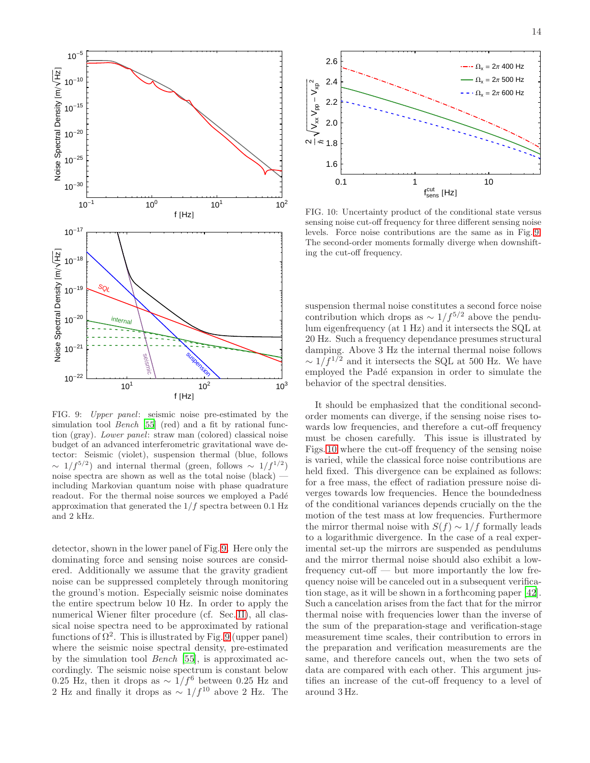FIG. 9: *Upper panel*: seismic noise pre-estimated by the simulation tool *Bench* [55] (red) and a fit by rational function (gray). *Lower panel*: straw man (colored) classical noise budget of an advanced interferometric gravitational wave detector: Seismic (violet), suspension thermal (blue, follows $\sim 1/f^{5/2}$) and internal thermal (green, follows $\sim 1/f^{1/2}$) noise spectra are shown as well as the total noise (black) — including Markovian quantum noise with phase quadrature readout. For the thermal noise sources we employed a Padé approximation that generated the $1/f$ spectra between 0.1 Hz and 2 kHz.

FIG. 10: Uncertainty product of the conditional state versus sensing noise cut-off frequency for three different sensing noise levels. Force noise contributions are the same as in Fig. 9. The second-order moments formally diverge when downshifting the cut-off frequency.

detector, shown in the lower panel of Fig. 9. Here only the dominating force and sensing noise sources are considered. Additionally we assume that the gravity gradient noise can be suppressed completely through monitoring the ground's motion. Especially seismic noise dominates the entire spectrum below 10 Hz. In order to apply the numerical Wiener filter procedure (cf. Sec. II), all classical noise spectra need to be approximated by rational functions of $\Omega^2$. This is illustrated by Fig. 9 (upper panel) where the seismic noise spectral density, pre-estimated by the simulation tool *Bench* [55], is approximated accordingly. The seismic noise spectrum is constant below 0.25 Hz, then it drops as $\sim 1/f^6$ between 0.25 Hz and 2 Hz and finally it drops as $\sim 1/f^{10}$ above 2 Hz. The suspension thermal noise constitutes a second force noise contribution which drops as $\sim 1/f^{5/2}$ above the pendulum eigenfrequency (at 1 Hz) and it intersects the SQL at 20 Hz. Such a frequency dependance presumes structural damping. Above 3 Hz the internal thermal noise follows $\sim 1/f^{1/2}$ and it intersects the SQL at 500 Hz. We have employed the Padé expansion in order to simulate the behavior of the spectral densities.

It should be emphasized that the conditional second-order moments can diverge, if the sensing noise rises towards low frequencies, and therefore a cut-off frequency must be chosen carefully. This issue is illustrated by Figs. 10 where the cut-off frequency of the sensing noise is varied, while the classical force noise contributions are held fixed. This divergence can be explained as follows: for a free mass, the effect of radiation pressure noise diverges towards low frequencies. Hence the boundedness of the conditional variances depends crucially on the the motion of the test mass at low frequencies. Furthermore the mirror thermal noise with $S(f) \sim 1/f$ formally leads to a logarithmic divergence. In the case of a real experimental set-up the mirrors are suspended as pendulums and the mirror thermal noise should also exhibit a low-frequency cut-off — but more importantly the low frequency noise will be canceled out in a subsequent verification stage, as it will be shown in a forthcoming paper [42]. Such a cancelation arises from the fact that for the mirror thermal noise with frequencies lower than the inverse of the sum of the preparation-stage and verification-stage measurement time scales, their contribution to errors in the preparation and verification measurements are the same, and therefore cancels out, when the two sets of data are compared with each other. This argument justifies an increase of the cut-off frequency to a level of around 3 Hz.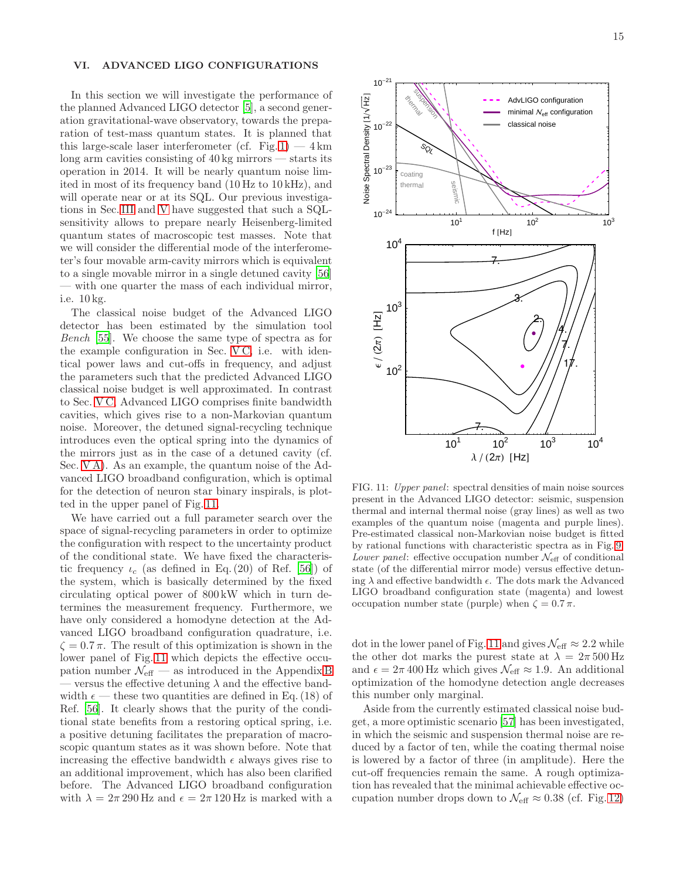## VI. ADVANCED LIGO CONFIGURATIONS

In this section we will investigate the performance of the planned Advanced LIGO detector [5], a second generation gravitational-wave observatory, towards the preparation of test-mass quantum states. It is planned that this large-scale laser interferometer (cf. Fig. 1) — 4 km long arm cavities consisting of 40 kg mirrors — starts its operation in 2014. It will be nearly quantum noise limited in most of its frequency band (10 Hz to 10 kHz), and will operate near or at its SQL. Our previous investigations in Sec. III and V have suggested that such a SQL-sensitivity allows to prepare nearly Heisenberg-limited quantum states of macroscopic test masses. Note that we will consider the differential mode of the interferometer's four movable arm-cavity mirrors which is equivalent to a single movable mirror in a single detuned cavity [56] — with one quarter the mass of each individual mirror, i.e. 10 kg.

The classical noise budget of the Advanced LIGO detector has been estimated by the simulation tool *Bench* [55]. We choose the same type of spectra as for the example configuration in Sec. V C, i.e. with identical power laws and cut-offs in frequency, and adjust the parameters such that the predicted Advanced LIGO classical noise budget is well approximated. In contrast to Sec. V C, Advanced LIGO comprises finite bandwidth cavities, which gives rise to a non-Markovian quantum noise. Moreover, the detuned signal-recycling technique introduces even the optical spring into the dynamics of the mirrors just as in the case of a detuned cavity (cf. Sec. V A). As an example, the quantum noise of the Advanced LIGO broadband configuration, which is optimal for the detection of neuron star binary inspirals, is plotted in the upper panel of Fig. 11.

We have carried out a full parameter search over the space of signal-recycling parameters in order to optimize the configuration with respect to the uncertainty product of the conditional state. We have fixed the characteristic frequency $\iota_c$ (as defined in Eq. (20) of Ref. [56]) of the system, which is basically determined by the fixed circulating optical power of 800 kW which in turn determines the measurement frequency. Furthermore, we have only considered a homodyne detection at the Advanced LIGO broadband configuration quadrature, i.e. $\zeta = 0.7\,\pi$. The result of this optimization is shown in the lower panel of Fig. 11 which depicts the effective occupation number $\mathcal{N}_{\rm eff}$ — as introduced in the Appendix B — versus the effective detuning $\lambda$ and the effective bandwidth $\epsilon$ — these two quantities are defined in Eq. (18) of Ref. [56]. It clearly shows that the purity of the conditional state benefits from a restoring optical spring, i.e. a positive detuning facilitates the preparation of macroscopic quantum states as it was shown before. Note that increasing the effective bandwidth $\epsilon$ always gives rise to an additional improvement, which has also been clarified before. The Advanced LIGO broadband configuration with $\lambda = 2\pi\,290$ Hz and $\epsilon = 2\pi\,120$ Hz is marked with a dot in the lower panel of Fig. 11 and gives $\mathcal{N}_{\rm eff} \approx 2.2$ while the other dot marks the purest state at $\lambda = 2\pi\,500$ Hz and $\epsilon = 2\pi\,400$ Hz which gives $\mathcal{N}_{\rm eff} \approx 1.9$. An additional optimization of the homodyne detection angle decreases this number only marginal.

FIG. 11: *Upper panel*: spectral densities of main noise sources present in the Advanced LIGO detector: seismic, suspension thermal and internal thermal noise (gray lines) as well as two examples of the quantum noise (magenta and purple lines). Pre-estimated classical non-Markovian noise budget is fitted by rational functions with characteristic spectra as in Fig. 9. *Lower panel*: effective occupation number $\mathcal{N}_{\rm eff}$ of conditional state (of the differential mirror mode) versus effective detuning $\lambda$ and effective bandwidth $\epsilon$. The dots mark the Advanced LIGO broadband configuration state (magenta) and lowest occupation number state (purple) when $\zeta = 0.7\,\pi$.

Aside from the currently estimated classical noise budget, a more optimistic scenario [57] has been investigated, in which the seismic and suspension thermal noise are reduced by a factor of ten, while the coating thermal noise is lowered by a factor of three (in amplitude). Here the cut-off frequencies remain the same. A rough optimization has revealed that the minimal achievable effective occupation number drops down to $\mathcal{N}_{\rm eff} \approx 0.38$ (cf. Fig. 12)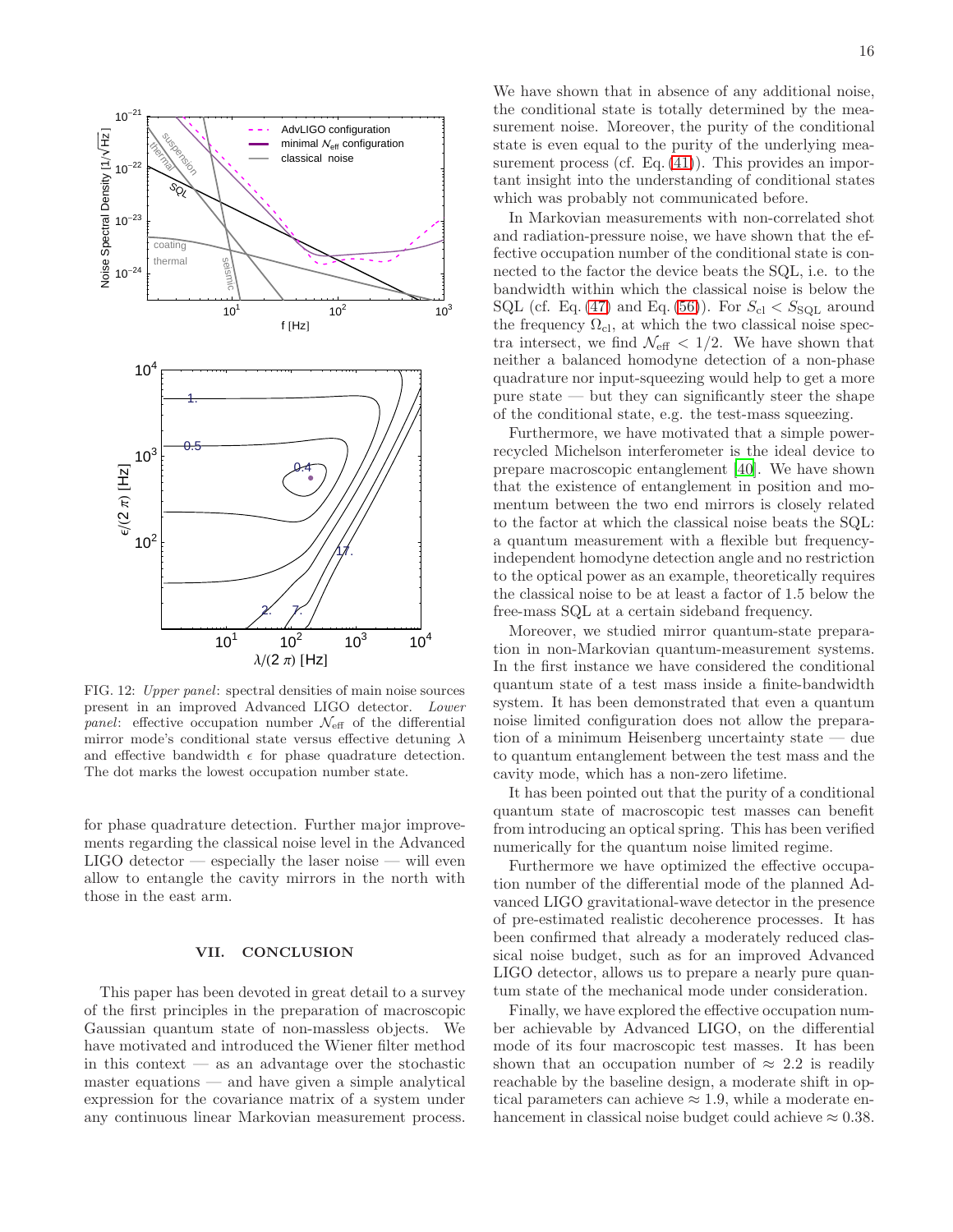FIG. 12: *Upper panel*: spectral densities of main noise sources present in an improved Advanced LIGO detector. *Lower panel*: effective occupation number $\mathcal{N}_{\rm eff}$ of the differential mirror mode's conditional state versus effective detuning $\lambda$ and effective bandwidth $\epsilon$ for phase quadrature detection. The dot marks the lowest occupation number state.

for phase quadrature detection. Further major improvements regarding the classical noise level in the Advanced LIGO detector — especially the laser noise — will even allow to entangle the cavity mirrors in the north with those in the east arm.

## VII. CONCLUSION

This paper has been devoted in great detail to a survey of the first principles in the preparation of macroscopic Gaussian quantum state of non-massless objects. We have motivated and introduced the Wiener filter method in this context — as an advantage over the stochastic master equations — and have given a simple analytical expression for the covariance matrix of a system under any continuous linear Markovian measurement process. We have shown that in absence of any additional noise, the conditional state is totally determined by the measurement noise. Moreover, the purity of the conditional state is even equal to the purity of the underlying measurement process (cf. Eq. (41)). This provides an important insight into the understanding of conditional states which was probably not communicated before.

In Markovian measurements with non-correlated shot and radiation-pressure noise, we have shown that the effective occupation number of the conditional state is connected to the factor the device beats the SQL, i.e. to the bandwidth within which the classical noise is below the SQL (cf. Eq. (47) and Eq. (56)). For $S_{\rm cl} < S_{\rm SQL}$ around the frequency $\Omega_{\rm cl}$, at which the two classical noise spectra intersect, we find $\mathcal{N}_{\rm eff} < 1/2$. We have shown that neither a balanced homodyne detection of a non-phase quadrature nor input-squeezing would help to get a more pure state — but they can significantly steer the shape of the conditional state, e.g. the test-mass squeezing.

Furthermore, we have motivated that a simple power-recycled Michelson interferometer is the ideal device to prepare macroscopic entanglement [40]. We have shown that the existence of entanglement in position and momentum between the two end mirrors is closely related to the factor at which the classical noise beats the SQL: a quantum measurement with a flexible but frequency-independent homodyne detection angle and no restriction to the optical power as an example, theoretically requires the classical noise to be at least a factor of 1.5 below the free-mass SQL at a certain sideband frequency.

Moreover, we studied mirror quantum-state preparation in non-Markovian quantum-measurement systems. In the first instance we have considered the conditional quantum state of a test mass inside a finite-bandwidth system. It has been demonstrated that even a quantum noise limited configuration does not allow the preparation of a minimum Heisenberg uncertainty state — due to quantum entanglement between the test mass and the cavity mode, which has a non-zero lifetime.

It has been pointed out that the purity of a conditional quantum state of macroscopic test masses can benefit from introducing an optical spring. This has been verified numerically for the quantum noise limited regime.

Furthermore we have optimized the effective occupation number of the differential mode of the planned Advanced LIGO gravitational-wave detector in the presence of pre-estimated realistic decoherence processes. It has been confirmed that already a moderately reduced classical noise budget, such as for an improved Advanced LIGO detector, allows us to prepare a nearly pure quantum state of the mechanical mode under consideration.

Finally, we have explored the effective occupation number achievable by Advanced LIGO, on the differential mode of its four macroscopic test masses. It has been shown that an occupation number of $\approx 2.2$ is readily reachable by the baseline design, a moderate shift in optical parameters can achieve $\approx 1.9$, while a moderate enhancement in classical noise budget could achieve $\approx 0.38$.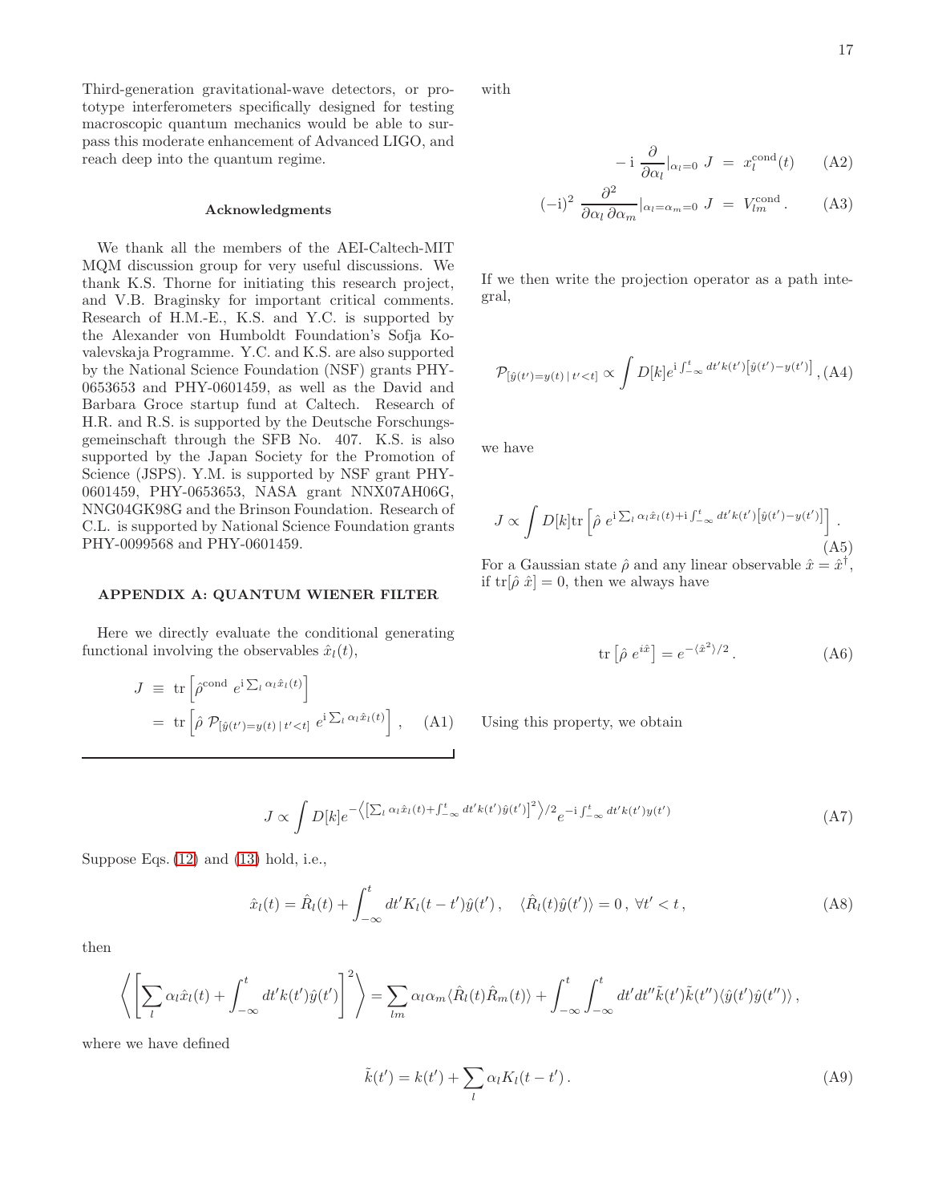Third-generation gravitational-wave detectors, or prototype interferometers specifically designed for testing macroscopic quantum mechanics would be able to surpass this moderate enhancement of Advanced LIGO, and reach deep into the quantum regime.

### Acknowledgments

We thank all the members of the AEI-Caltech-MIT MQM discussion group for very useful discussions. We thank K.S. Thorne for initiating this research project, and V.B. Braginsky for important critical comments. Research of H.M.-E., K.S. and Y.C. is supported by the Alexander von Humboldt Foundation's Sofja Kovalevskaja Programme. Y.C. and K.S. are also supported by the National Science Foundation (NSF) grants PHY-0653653 and PHY-0601459, as well as the David and Barbara Groce startup fund at Caltech. Research of H.R. and R.S. is supported by the Deutsche Forschungsgemeinschaft through the SFB No. 407. K.S. is also supported by the Japan Society for the Promotion of Science (JSPS). Y.M. is supported by NSF grant PHY-0601459, PHY-0653653, NASA grant NNX07AH06G, NNG04GK98G and the Brinson Foundation. Research of C.L. is supported by National Science Foundation grants PHY-0099568 and PHY-0601459.

## APPENDIX A: QUANTUM WIENER FILTER

Here we directly evaluate the conditional generating functional involving the observables $\hat{x}_l(t)$,

$$J \equiv \mathrm{tr}\left[\hat{\rho}^{\rm cond}\, e^{\mathrm{i}\sum_l \alpha_l \hat{x}_l(t)}\right] = \mathrm{tr}\left[\hat{\rho}\, \mathcal{P}_{[\hat{y}(t')=y(t)\,|\,t'<t]}\, e^{\mathrm{i}\sum_l \alpha_l \hat{x}_l(t)}\right] , \quad \text{(A1)}$$

with

$$-\mathrm{i}\,\frac{\partial}{\partial \alpha_l}\Big|_{\alpha_l=0} J = x_l^{\rm cond}(t) \quad \text{(A2)}$$

$$(-\mathrm{i})^2\,\frac{\partial^2}{\partial \alpha_l\,\partial \alpha_m}\Big|_{\alpha_l=\alpha_m=0} J = V_{lm}^{\rm cond}\,. \quad \text{(A3)}$$

If we then write the projection operator as a path integral,

$$\mathcal{P}_{[\hat{y}(t')=y(t)\,|\,t'<t]} \propto \int D[k] e^{\mathrm{i}\int_{-\infty}^{t} dt' k(t')\left[\hat{y}(t')-y(t')\right]} , \text{(A4)}$$

we have

$$J \propto \int D[k] \mathrm{tr}\left[\hat{\rho}\; e^{\mathrm{i}\sum_l \alpha_l \hat{x}_l(t) + \mathrm{i}\int_{-\infty}^{t} dt' k(t')\left[\hat{y}(t')-y(t')\right]}\right] . \quad \text{(A5)}$$

For a Gaussian state $\hat{\rho}$ and any linear observable $\hat{x} = \hat{x}^\dagger$, if $\mathrm{tr}[\hat{\rho}\;\hat{x}] = 0$, then we always have

$$\mathrm{tr}\left[\hat{\rho}\; e^{i\hat{x}}\right] = e^{-\langle \hat{x}^2\rangle/2}\,. \quad \text{(A6)}$$

Using this property, we obtain

$$J \propto \int D[k] e^{-\left\langle\left[\sum_l \alpha_l \hat{x}_l(t) + \int_{-\infty}^{t} dt' k(t')\hat{y}(t')\right]^2\right\rangle/2} e^{-\mathrm{i}\int_{-\infty}^{t} dt' k(t') y(t')} \quad \text{(A7)}$$

Suppose Eqs. (12) and (13) hold, i.e.,

$$\hat{x}_l(t) = \hat{R}_l(t) + \int_{-\infty}^{t} dt' K_l(t-t')\hat{y}(t')\,, \quad \langle \hat{R}_l(t)\hat{y}(t')\rangle = 0\,,\ \forall t' < t\,, \quad \text{(A8)}$$

then

$$\left\langle\left[\sum_l \alpha_l \hat{x}_l(t) + \int_{-\infty}^{t} dt' k(t')\hat{y}(t')\right]^2\right\rangle = \sum_{lm} \alpha_l \alpha_m \langle \hat{R}_l(t)\hat{R}_m(t)\rangle + \int_{-\infty}^{t}\int_{-\infty}^{t} dt' dt'' \tilde{k}(t')\tilde{k}(t'')\langle \hat{y}(t')\hat{y}(t'')\rangle\,,$$

where we have defined

$$\tilde{k}(t') = k(t') + \sum_l \alpha_l K_l(t-t')\,. \quad \text{(A9)}$$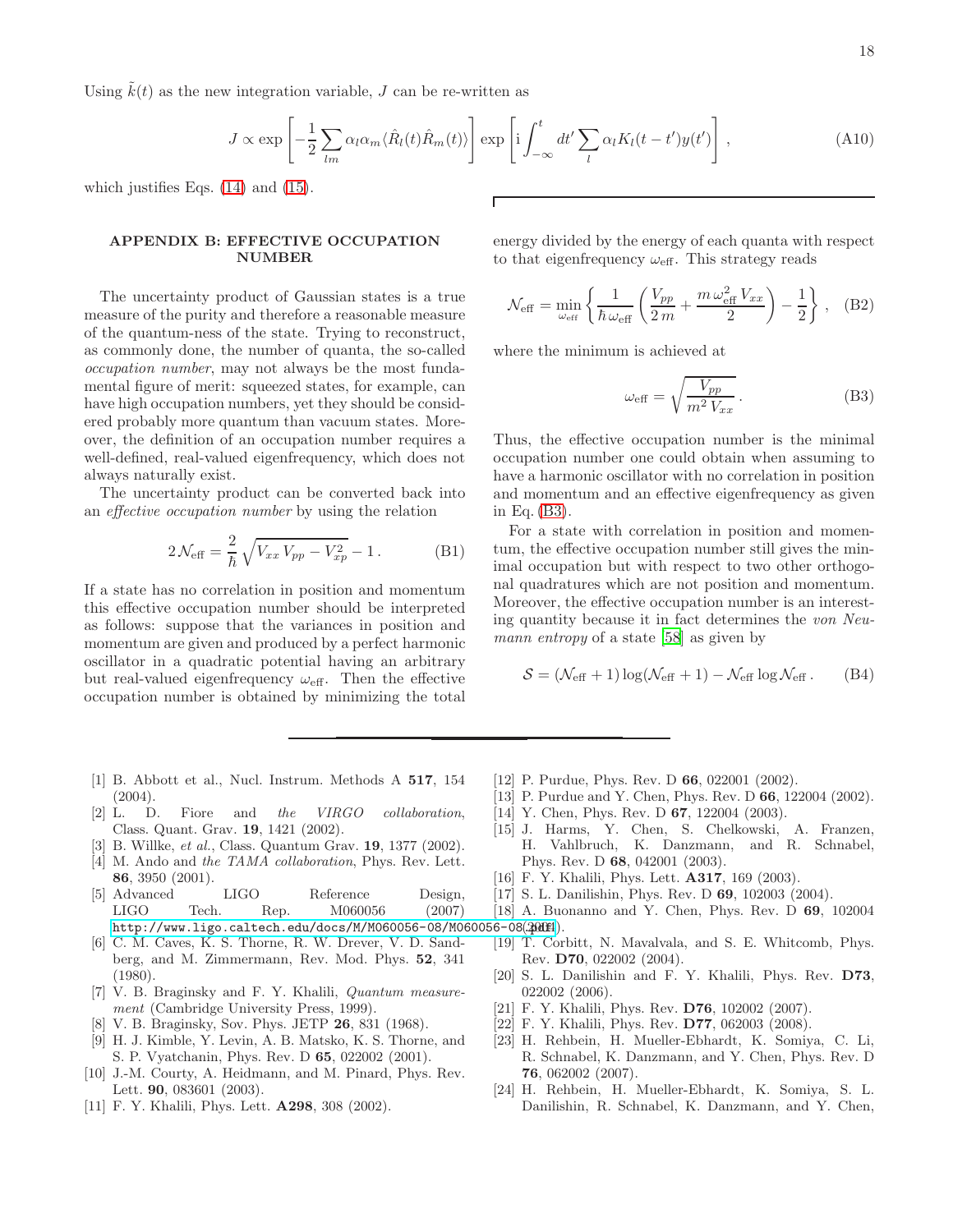Using $\tilde{k}(t)$ as the new integration variable, $J$ can be re-written as

$$J \propto \exp\left[-\frac{1}{2}\sum_{lm}\alpha_l\alpha_m\langle\hat{R}_l(t)\hat{R}_m(t)\rangle\right]\exp\left[\mathrm{i}\int_{-\infty}^{t}dt'\sum_l \alpha_l K_l(t-t')y(t')\right], \tag{A10}$$

which justifies Eqs. (14) and (15).

## APPENDIX B: EFFECTIVE OCCUPATION NUMBER

The uncertainty product of Gaussian states is a true measure of the purity and therefore a reasonable measure of the quantum-ness of the state. Trying to reconstruct, as commonly done, the number of quanta, the so-called *occupation number*, may not always be the most fundamental figure of merit: squeezed states, for example, can have high occupation numbers, yet they should be considered probably more quantum than vacuum states. Moreover, the definition of an occupation number requires a well-defined, real-valued eigenfrequency, which does not always naturally exist.

The uncertainty product can be converted back into an *effective occupation number* by using the relation

$$2\,\mathcal{N}_{\rm eff} = \frac{2}{\hbar}\sqrt{V_{xx}\,V_{pp} - V_{xp}^2} - 1\,. \tag{B1}$$

If a state has no correlation in position and momentum this effective occupation number should be interpreted as follows: suppose that the variances in position and momentum are given and produced by a perfect harmonic oscillator in a quadratic potential having an arbitrary but real-valued eigenfrequency $\omega_{\rm eff}$. Then the effective occupation number is obtained by minimizing the total energy divided by the energy of each quanta with respect to that eigenfrequency $\omega_{\rm eff}$. This strategy reads

$$\mathcal{N}_{\rm eff} = \min_{\omega_{\rm eff}}\left\{\frac{1}{\hbar\,\omega_{\rm eff}}\left(\frac{V_{pp}}{2\,m} + \frac{m\,\omega_{\rm eff}^2\,V_{xx}}{2}\right) - \frac{1}{2}\right\}, \tag{B2}$$

where the minimum is achieved at

$$\omega_{\rm eff} = \sqrt{\frac{V_{pp}}{m^2\,V_{xx}}}\,. \tag{B3}$$

Thus, the effective occupation number is the minimal occupation number one could obtain when assuming to have a harmonic oscillator with no correlation in position and momentum and an effective eigenfrequency as given in Eq. (B3).

For a state with correlation in position and momentum, the effective occupation number still gives the minimal occupation but with respect to two other orthogonal quadratures which are not position and momentum. Moreover, the effective occupation number is an interesting quantity because it in fact determines the *von Neumann entropy* of a state [58] as given by

$$\mathcal{S} = (\mathcal{N}_{\rm eff}+1)\log(\mathcal{N}_{\rm eff}+1) - \mathcal{N}_{\rm eff}\log\mathcal{N}_{\rm eff}\,. \tag{B4}$$

---

[1] B. Abbott et al., Nucl. Instrum. Methods A **517**, 154 (2004).

[2] L. D. Fiore and *the VIRGO collaboration*, Class. Quant. Grav. **19**, 1421 (2002).

[3] B. Willke, *et al.*, Class. Quantum Grav. **19**, 1377 (2002).

[4] M. Ando and *the TAMA collaboration*, Phys. Rev. Lett. **86**, 3950 (2001).

[5] Advanced LIGO Reference Design, LIGO Tech. Rep. M060056 (2007) http://www.ligo.caltech.edu/docs/M/M060056-08/M060056-08.pdf.

[6] C. M. Caves, K. S. Thorne, R. W. Drever, V. D. Sandberg, and M. Zimmermann, Rev. Mod. Phys. **52**, 341 (1980).

[7] V. B. Braginsky and F. Y. Khalili, *Quantum measurement* (Cambridge University Press, 1999).

[8] V. B. Braginsky, Sov. Phys. JETP **26**, 831 (1968).

[9] H. J. Kimble, Y. Levin, A. B. Matsko, K. S. Thorne, and S. P. Vyatchanin, Phys. Rev. D **65**, 022002 (2001).

[10] J.-M. Courty, A. Heidmann, and M. Pinard, Phys. Rev. Lett. **90**, 083601 (2003).

[11] F. Y. Khalili, Phys. Lett. **A298**, 308 (2002).

[12] P. Purdue, Phys. Rev. D **66**, 022001 (2002).

[13] P. Purdue and Y. Chen, Phys. Rev. D **66**, 122004 (2002).

[14] Y. Chen, Phys. Rev. D **67**, 122004 (2003).

[15] J. Harms, Y. Chen, S. Chelkowski, A. Franzen, H. Vahlbruch, K. Danzmann, and R. Schnabel, Phys. Rev. D **68**, 042001 (2003).

[16] F. Y. Khalili, Phys. Lett. **A317**, 169 (2003).

[17] S. L. Danilishin, Phys. Rev. D **69**, 102003 (2004).

[18] A. Buonanno and Y. Chen, Phys. Rev. D **69**, 102004 (2004).

[19] T. Corbitt, N. Mavalvala, and S. E. Whitcomb, Phys. Rev. **D70**, 022002 (2004).

[20] S. L. Danilishin and F. Y. Khalili, Phys. Rev. **D73**, 022002 (2006).

[21] F. Y. Khalili, Phys. Rev. **D76**, 102002 (2007).

[22] F. Y. Khalili, Phys. Rev. **D77**, 062003 (2008).

[23] H. Rehbein, H. Mueller-Ebhardt, K. Somiya, C. Li, R. Schnabel, K. Danzmann, and Y. Chen, Phys. Rev. D **76**, 062002 (2007).

[24] H. Rehbein, H. Mueller-Ebhardt, K. Somiya, S. L. Danilishin, R. Schnabel, K. Danzmann, and Y. Chen,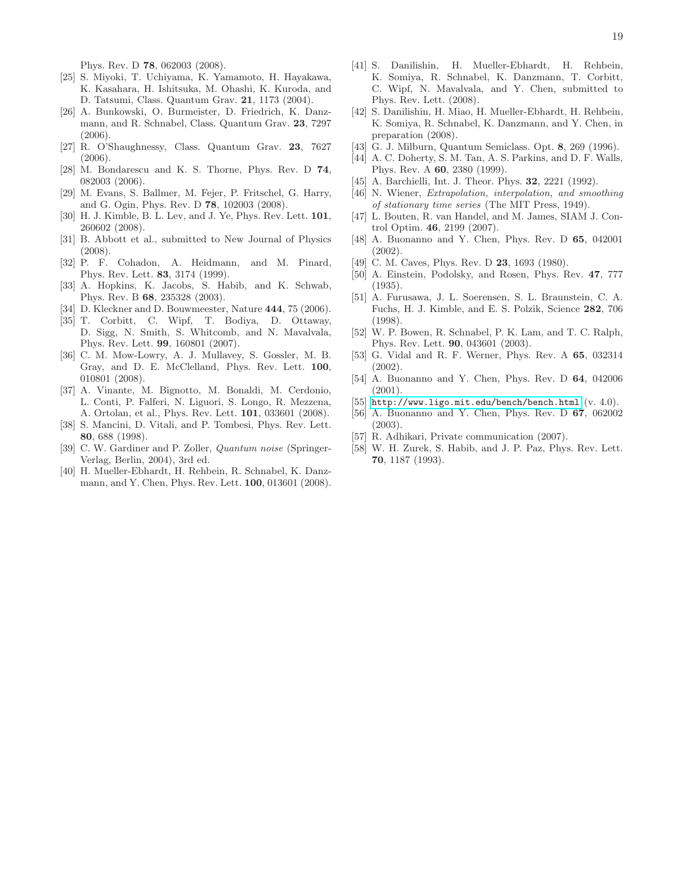Phys. Rev. D **78**, 062003 (2008).

[25] S. Miyoki, T. Uchiyama, K. Yamamoto, H. Hayakawa, K. Kasahara, H. Ishitsuka, M. Ohashi, K. Kuroda, and D. Tatsumi, Class. Quantum Grav. **21**, 1173 (2004).

[26] A. Bunkowski, O. Burmeister, D. Friedrich, K. Danzmann, and R. Schnabel, Class. Quantum Grav. **23**, 7297 (2006).

[27] R. O'Shaughnessy, Class. Quantum Grav. **23**, 7627 (2006).

[28] M. Bondarescu and K. S. Thorne, Phys. Rev. D **74**, 082003 (2006).

[29] M. Evans, S. Ballmer, M. Fejer, P. Fritschel, G. Harry, and G. Ogin, Phys. Rev. D **78**, 102003 (2008).

[30] H. J. Kimble, B. L. Lev, and J. Ye, Phys. Rev. Lett. **101**, 260602 (2008).

[31] B. Abbott et al., submitted to New Journal of Physics (2008).

[32] P. F. Cohadon, A. Heidmann, and M. Pinard, Phys. Rev. Lett. **83**, 3174 (1999).

[33] A. Hopkins, K. Jacobs, S. Habib, and K. Schwab, Phys. Rev. B **68**, 235328 (2003).

[34] D. Kleckner and D. Bouwmeester, Nature **444**, 75 (2006).

[35] T. Corbitt, C. Wipf, T. Bodiya, D. Ottaway, D. Sigg, N. Smith, S. Whitcomb, and N. Mavalvala, Phys. Rev. Lett. **99**, 160801 (2007).

[36] C. M. Mow-Lowry, A. J. Mullavey, S. Gossler, M. B. Gray, and D. E. McClelland, Phys. Rev. Lett. **100**, 010801 (2008).

[37] A. Vinante, M. Bignotto, M. Bonaldi, M. Cerdonio, L. Conti, P. Falferi, N. Liguori, S. Longo, R. Mezzena, A. Ortolan, et al., Phys. Rev. Lett. **101**, 033601 (2008).

[38] S. Mancini, D. Vitali, and P. Tombesi, Phys. Rev. Lett. **80**, 688 (1998).

[39] C. W. Gardiner and P. Zoller, *Quantum noise* (Springer-Verlag, Berlin, 2004), 3rd ed.

[40] H. Mueller-Ebhardt, H. Rehbein, R. Schnabel, K. Danzmann, and Y. Chen, Phys. Rev. Lett. **100**, 013601 (2008).

[41] S. Danilishin, H. Mueller-Ebhardt, H. Rehbein, K. Somiya, R. Schnabel, K. Danzmann, T. Corbitt, C. Wipf, N. Mavalvala, and Y. Chen, submitted to Phys. Rev. Lett. (2008).

[42] S. Danilishin, H. Miao, H. Mueller-Ebhardt, H. Rehbein, K. Somiya, R. Schnabel, K. Danzmann, and Y. Chen, in preparation (2008).

[43] G. J. Milburn, Quantum Semiclass. Opt. **8**, 269 (1996).

[44] A. C. Doherty, S. M. Tan, A. S. Parkins, and D. F. Walls, Phys. Rev. A **60**, 2380 (1999).

[45] A. Barchielli, Int. J. Theor. Phys. **32**, 2221 (1992).

[46] N. Wiener, *Extrapolation, interpolation, and smoothing of stationary time series* (The MIT Press, 1949).

[47] L. Bouten, R. van Handel, and M. James, SIAM J. Control Optim. **46**, 2199 (2007).

[48] A. Buonanno and Y. Chen, Phys. Rev. D **65**, 042001 (2002).

[49] C. M. Caves, Phys. Rev. D **23**, 1693 (1980).

[50] A. Einstein, Podolsky, and Rosen, Phys. Rev. **47**, 777 (1935).

[51] A. Furusawa, J. L. Soerensen, S. L. Braunstein, C. A. Fuchs, H. J. Kimble, and E. S. Polzik, Science **282**, 706 (1998).

[52] W. P. Bowen, R. Schnabel, P. K. Lam, and T. C. Ralph, Phys. Rev. Lett. **90**, 043601 (2003).

[53] G. Vidal and R. F. Werner, Phys. Rev. A **65**, 032314 (2002).

[54] A. Buonanno and Y. Chen, Phys. Rev. D **64**, 042006 (2001).

[55] http://www.ligo.mit.edu/bench/bench.html (v. 4.0).

[56] A. Buonanno and Y. Chen, Phys. Rev. D **67**, 062002 (2003).

[57] R. Adhikari, Private communication (2007).

[58] W. H. Zurek, S. Habib, and J. P. Paz, Phys. Rev. Lett. **70**, 1187 (1993).